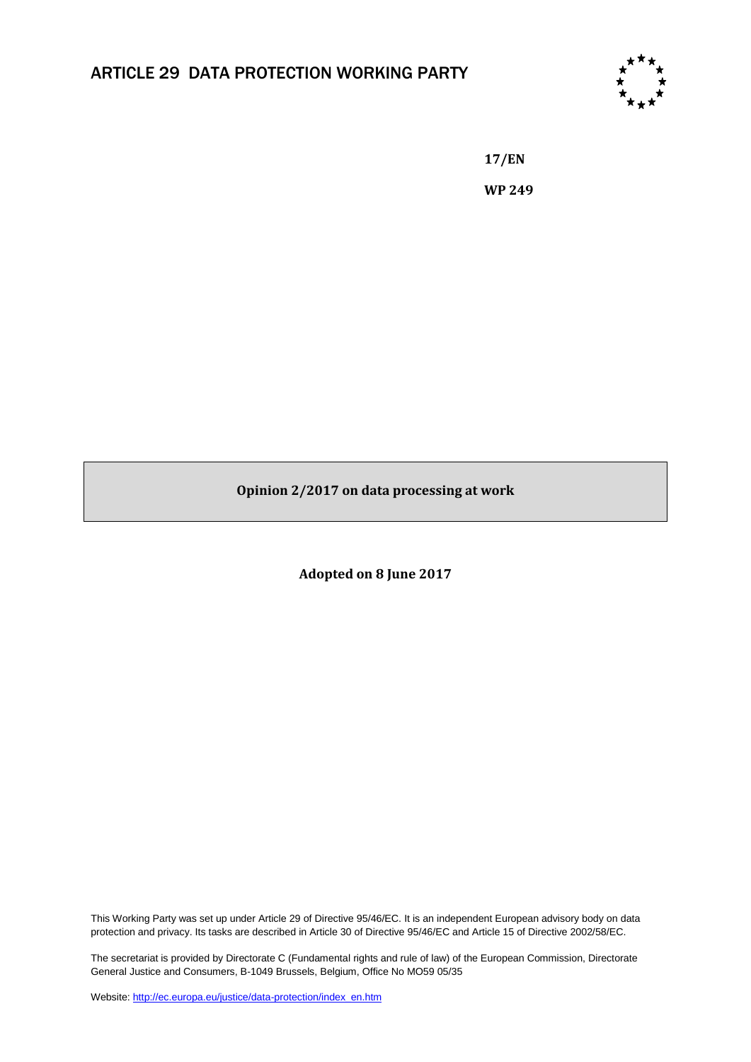# ARTICLE 29 DATA PROTECTION WORKING PARTY

**17/EN**

**WP 249**

## Opinion 2/2017 on data processing at work

**Adopted on 8 June 2017**

This Working Party was set up under Article 29 of Directive 95/46/EC. It is an independent European advisory body on data protection and privacy. Its tasks are described in Article 30 of Directive 95/46/EC and Article 15 of Directive 2002/58/EC.

The secretariat is provided by Directorate C (Fundamental rights and rule of law) of the European Commission, Directorate General Justice and Consumers, B-1049 Brussels, Belgium, Office No MO59 05/35

Website: http://ec.europa.eu/justice/data-protection/index_en.htm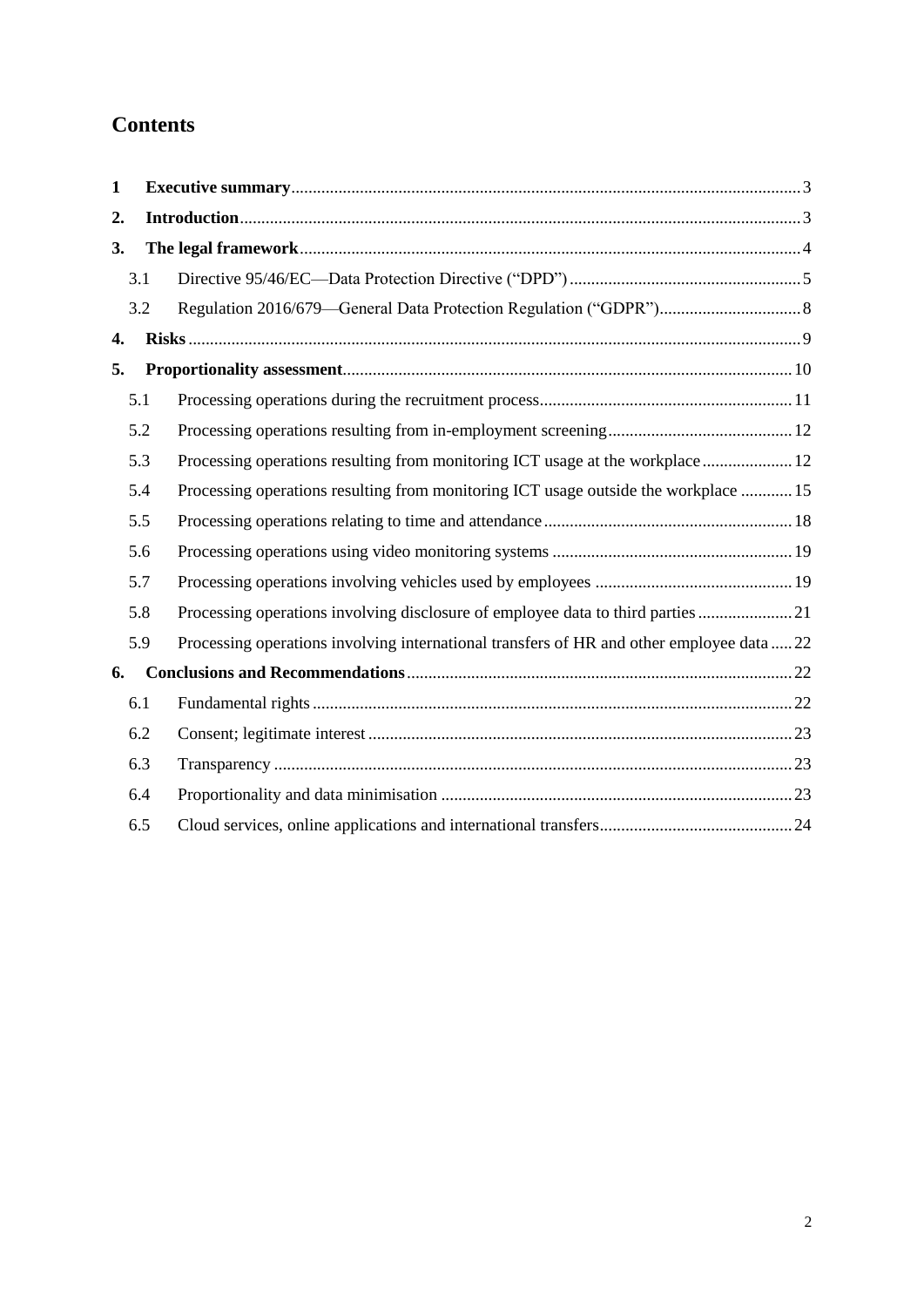## Contents

1 **Executive summary** ..... 3

2. **Introduction** ..... 3

3. **The legal framework** ..... 4

 3.1 Directive 95/46/EC—Data Protection Directive (“DPD”) ..... 5

 3.2 Regulation 2016/679—General Data Protection Regulation (“GDPR”) ..... 8

4. **Risks** ..... 9

5. **Proportionality assessment** ..... 10

 5.1 Processing operations during the recruitment process ..... 11

 5.2 Processing operations resulting from in-employment screening ..... 12

 5.3 Processing operations resulting from monitoring ICT usage at the workplace ..... 12

 5.4 Processing operations resulting from monitoring ICT usage outside the workplace ..... 15

 5.5 Processing operations relating to time and attendance ..... 18

 5.6 Processing operations using video monitoring systems ..... 19

 5.7 Processing operations involving vehicles used by employees ..... 19

 5.8 Processing operations involving disclosure of employee data to third parties ..... 21

 5.9 Processing operations involving international transfers of HR and other employee data ..... 22

6. **Conclusions and Recommendations** ..... 22

 6.1 Fundamental rights ..... 22

 6.2 Consent; legitimate interest ..... 23

 6.3 Transparency ..... 23

 6.4 Proportionality and data minimisation ..... 23

 6.5 Cloud services, online applications and international transfers ..... 24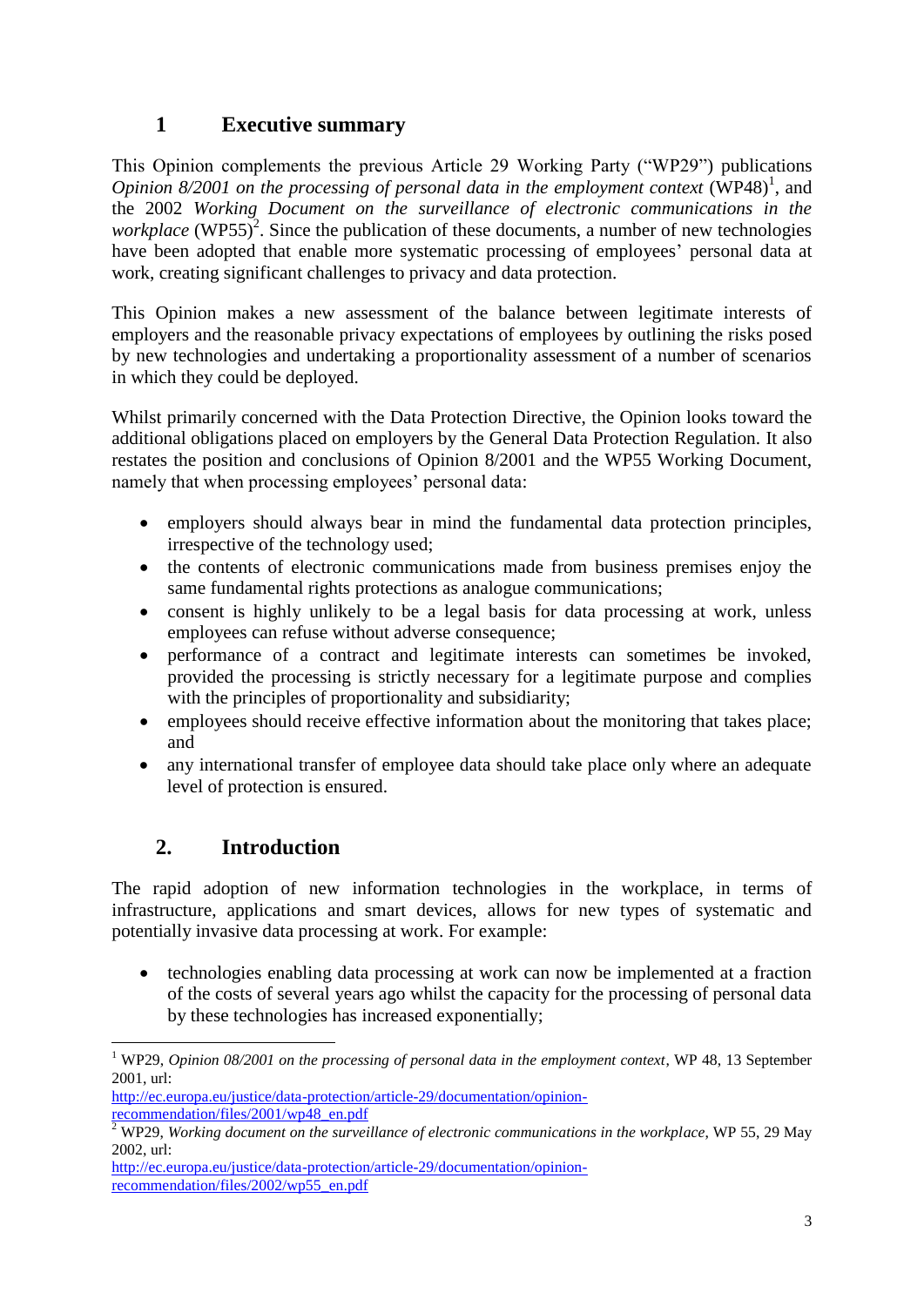## 1 Executive summary

This Opinion complements the previous Article 29 Working Party ("WP29") publications *Opinion 8/2001 on the processing of personal data in the employment context* (WP48)[1], and the 2002 *Working Document on the surveillance of electronic communications in the workplace* (WP55)[2]. Since the publication of these documents, a number of new technologies have been adopted that enable more systematic processing of employees' personal data at work, creating significant challenges to privacy and data protection.

This Opinion makes a new assessment of the balance between legitimate interests of employers and the reasonable privacy expectations of employees by outlining the risks posed by new technologies and undertaking a proportionality assessment of a number of scenarios in which they could be deployed.

Whilst primarily concerned with the Data Protection Directive, the Opinion looks toward the additional obligations placed on employers by the General Data Protection Regulation. It also restates the position and conclusions of Opinion 8/2001 and the WP55 Working Document, namely that when processing employees' personal data:

- employers should always bear in mind the fundamental data protection principles, irrespective of the technology used;
- the contents of electronic communications made from business premises enjoy the same fundamental rights protections as analogue communications;
- consent is highly unlikely to be a legal basis for data processing at work, unless employees can refuse without adverse consequence;
- performance of a contract and legitimate interests can sometimes be invoked, provided the processing is strictly necessary for a legitimate purpose and complies with the principles of proportionality and subsidiarity;
- employees should receive effective information about the monitoring that takes place; and
- any international transfer of employee data should take place only where an adequate level of protection is ensured.

## 2. Introduction

The rapid adoption of new information technologies in the workplace, in terms of infrastructure, applications and smart devices, allows for new types of systematic and potentially invasive data processing at work. For example:

- technologies enabling data processing at work can now be implemented at a fraction of the costs of several years ago whilst the capacity for the processing of personal data by these technologies has increased exponentially;

---

[1] WP29, *Opinion 08/2001 on the processing of personal data in the employment context*, WP 48, 13 September 2001, url: http://ec.europa.eu/justice/data-protection/article-29/documentation/opinion-recommendation/files/2001/wp48_en.pdf

[2] WP29, *Working document on the surveillance of electronic communications in the workplace*, WP 55, 29 May 2002, url: http://ec.europa.eu/justice/data-protection/article-29/documentation/opinion-recommendation/files/2002/wp55_en.pdf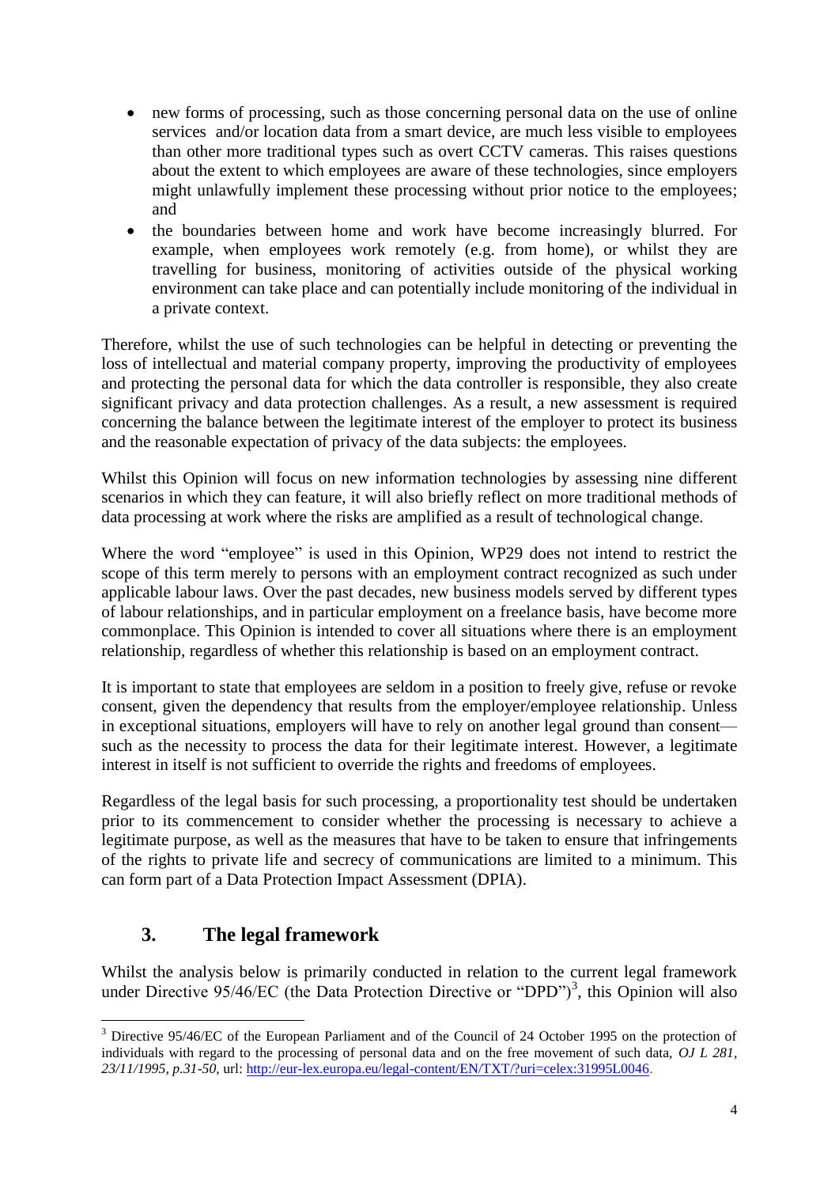- new forms of processing, such as those concerning personal data on the use of online services and/or location data from a smart device, are much less visible to employees than other more traditional types such as overt CCTV cameras. This raises questions about the extent to which employees are aware of these technologies, since employers might unlawfully implement these processing without prior notice to the employees; and
- the boundaries between home and work have become increasingly blurred. For example, when employees work remotely (e.g. from home), or whilst they are travelling for business, monitoring of activities outside of the physical working environment can take place and can potentially include monitoring of the individual in a private context.

Therefore, whilst the use of such technologies can be helpful in detecting or preventing the loss of intellectual and material company property, improving the productivity of employees and protecting the personal data for which the data controller is responsible, they also create significant privacy and data protection challenges. As a result, a new assessment is required concerning the balance between the legitimate interest of the employer to protect its business and the reasonable expectation of privacy of the data subjects: the employees.

Whilst this Opinion will focus on new information technologies by assessing nine different scenarios in which they can feature, it will also briefly reflect on more traditional methods of data processing at work where the risks are amplified as a result of technological change.

Where the word "employee" is used in this Opinion, WP29 does not intend to restrict the scope of this term merely to persons with an employment contract recognized as such under applicable labour laws. Over the past decades, new business models served by different types of labour relationships, and in particular employment on a freelance basis, have become more commonplace. This Opinion is intended to cover all situations where there is an employment relationship, regardless of whether this relationship is based on an employment contract.

It is important to state that employees are seldom in a position to freely give, refuse or revoke consent, given the dependency that results from the employer/employee relationship. Unless in exceptional situations, employers will have to rely on another legal ground than consent—such as the necessity to process the data for their legitimate interest. However, a legitimate interest in itself is not sufficient to override the rights and freedoms of employees.

Regardless of the legal basis for such processing, a proportionality test should be undertaken prior to its commencement to consider whether the processing is necessary to achieve a legitimate purpose, as well as the measures that have to be taken to ensure that infringements of the rights to private life and secrecy of communications are limited to a minimum. This can form part of a Data Protection Impact Assessment (DPIA).

## 3. The legal framework

Whilst the analysis below is primarily conducted in relation to the current legal framework under Directive 95/46/EC (the Data Protection Directive or "DPD")[3], this Opinion will also

[3] Directive 95/46/EC of the European Parliament and of the Council of 24 October 1995 on the protection of individuals with regard to the processing of personal data and on the free movement of such data, *OJ L 281, 23/11/1995, p.31-50*, url: http://eur-lex.europa.eu/legal-content/EN/TXT/?uri=celex:31995L0046.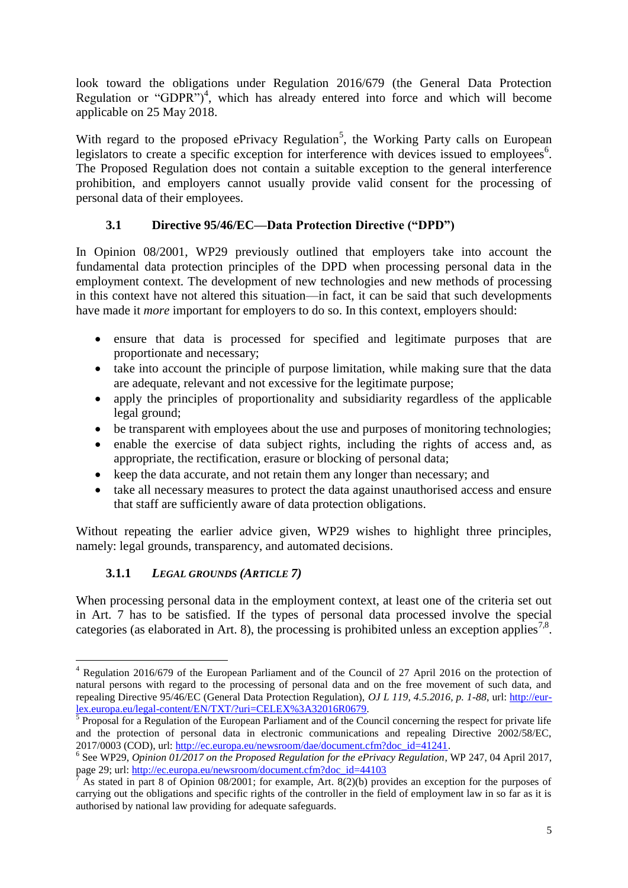look toward the obligations under Regulation 2016/679 (the General Data Protection Regulation or "GDPR")[4], which has already entered into force and which will become applicable on 25 May 2018.

With regard to the proposed ePrivacy Regulation[5], the Working Party calls on European legislators to create a specific exception for interference with devices issued to employees[6]. The Proposed Regulation does not contain a suitable exception to the general interference prohibition, and employers cannot usually provide valid consent for the processing of personal data of their employees.

### 3.1 Directive 95/46/EC—Data Protection Directive ("DPD")

In Opinion 08/2001, WP29 previously outlined that employers take into account the fundamental data protection principles of the DPD when processing personal data in the employment context. The development of new technologies and new methods of processing in this context have not altered this situation—in fact, it can be said that such developments have made it *more* important for employers to do so. In this context, employers should:

- ensure that data is processed for specified and legitimate purposes that are proportionate and necessary;
- take into account the principle of purpose limitation, while making sure that the data are adequate, relevant and not excessive for the legitimate purpose;
- apply the principles of proportionality and subsidiarity regardless of the applicable legal ground;
- be transparent with employees about the use and purposes of monitoring technologies;
- enable the exercise of data subject rights, including the rights of access and, as appropriate, the rectification, erasure or blocking of personal data;
- keep the data accurate, and not retain them any longer than necessary; and
- take all necessary measures to protect the data against unauthorised access and ensure that staff are sufficiently aware of data protection obligations.

Without repeating the earlier advice given, WP29 wishes to highlight three principles, namely: legal grounds, transparency, and automated decisions.

#### 3.1.1 *LEGAL GROUNDS (ARTICLE 7)*

When processing personal data in the employment context, at least one of the criteria set out in Art. 7 has to be satisfied. If the types of personal data processed involve the special categories (as elaborated in Art. 8), the processing is prohibited unless an exception applies[7,8].

---

[4] Regulation 2016/679 of the European Parliament and of the Council of 27 April 2016 on the protection of natural persons with regard to the processing of personal data and on the free movement of such data, and repealing Directive 95/46/EC (General Data Protection Regulation), *OJ L 119, 4.5.2016, p. 1-88*, url: http://eur-lex.europa.eu/legal-content/EN/TXT/?uri=CELEX%3A32016R0679.

[5] Proposal for a Regulation of the European Parliament and of the Council concerning the respect for private life and the protection of personal data in electronic communications and repealing Directive 2002/58/EC, 2017/0003 (COD), url: http://ec.europa.eu/newsroom/dae/document.cfm?doc_id=41241.

[6] See WP29, *Opinion 01/2017 on the Proposed Regulation for the ePrivacy Regulation*, WP 247, 04 April 2017, page 29; url: http://ec.europa.eu/newsroom/document.cfm?doc_id=44103

[7] As stated in part 8 of Opinion 08/2001; for example, Art. 8(2)(b) provides an exception for the purposes of carrying out the obligations and specific rights of the controller in the field of employment law in so far as it is authorised by national law providing for adequate safeguards.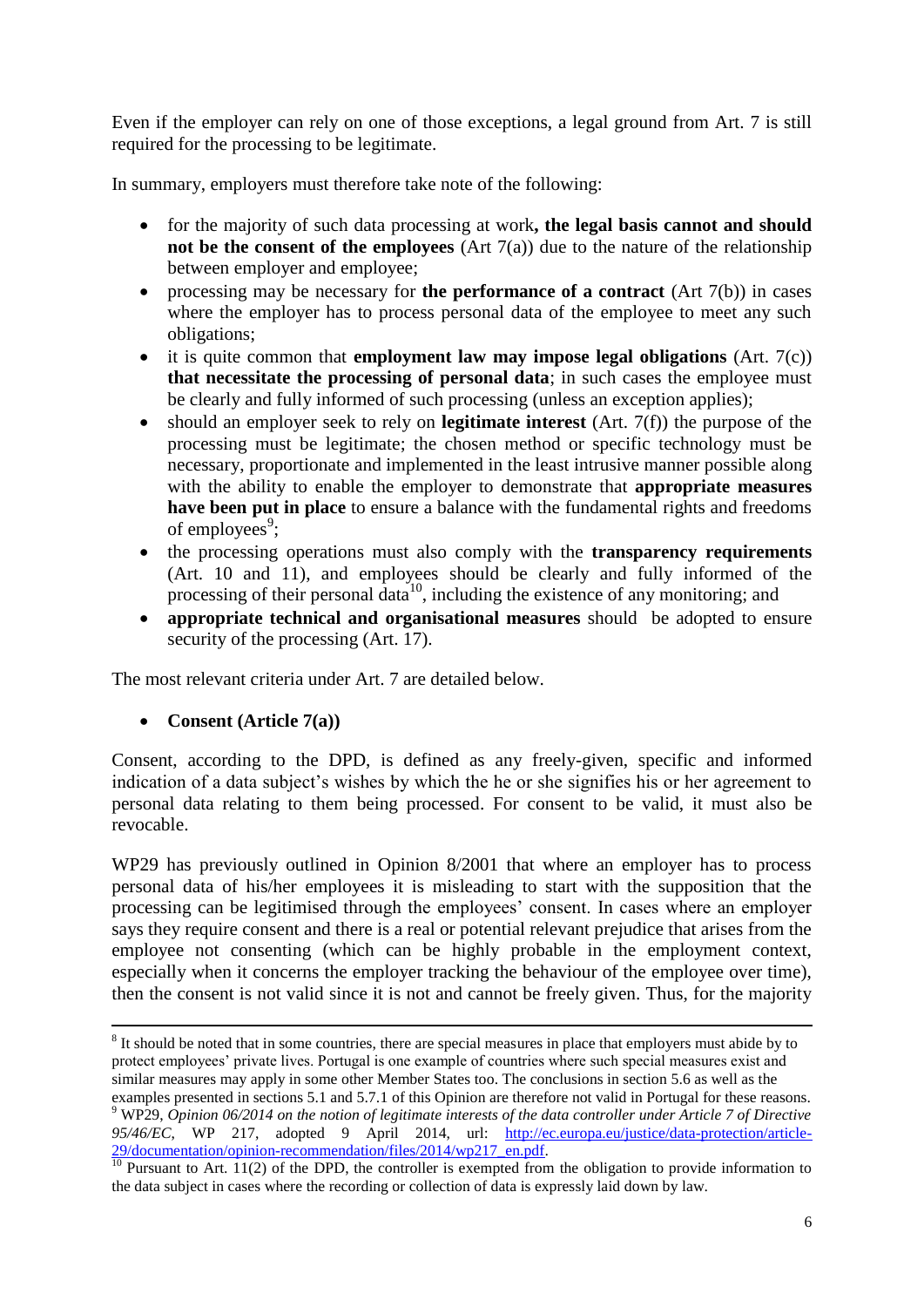Even if the employer can rely on one of those exceptions, a legal ground from Art. 7 is still required for the processing to be legitimate.

In summary, employers must therefore take note of the following:

- for the majority of such data processing at work**, the legal basis cannot and should not be the consent of the employees** (Art 7(a)) due to the nature of the relationship between employer and employee;
- processing may be necessary for **the performance of a contract** (Art 7(b)) in cases where the employer has to process personal data of the employee to meet any such obligations;
- it is quite common that **employment law may impose legal obligations** (Art. 7(c)) **that necessitate the processing of personal data**; in such cases the employee must be clearly and fully informed of such processing (unless an exception applies);
- should an employer seek to rely on **legitimate interest** (Art. 7(f)) the purpose of the processing must be legitimate; the chosen method or specific technology must be necessary, proportionate and implemented in the least intrusive manner possible along with the ability to enable the employer to demonstrate that **appropriate measures have been put in place** to ensure a balance with the fundamental rights and freedoms of employees[9];
- the processing operations must also comply with the **transparency requirements** (Art. 10 and 11), and employees should be clearly and fully informed of the processing of their personal data[10], including the existence of any monitoring; and
- **appropriate technical and organisational measures** should be adopted to ensure security of the processing (Art. 17).

The most relevant criteria under Art. 7 are detailed below.

- **Consent (Article 7(a))**

Consent, according to the DPD, is defined as any freely-given, specific and informed indication of a data subject's wishes by which the he or she signifies his or her agreement to personal data relating to them being processed. For consent to be valid, it must also be revocable.

WP29 has previously outlined in Opinion 8/2001 that where an employer has to process personal data of his/her employees it is misleading to start with the supposition that the processing can be legitimised through the employees' consent. In cases where an employer says they require consent and there is a real or potential relevant prejudice that arises from the employee not consenting (which can be highly probable in the employment context, especially when it concerns the employer tracking the behaviour of the employee over time), then the consent is not valid since it is not and cannot be freely given. Thus, for the majority

---

[8] It should be noted that in some countries, there are special measures in place that employers must abide by to protect employees' private lives. Portugal is one example of countries where such special measures exist and similar measures may apply in some other Member States too. The conclusions in section 5.6 as well as the examples presented in sections 5.1 and 5.7.1 of this Opinion are therefore not valid in Portugal for these reasons.

[9] WP29, *Opinion 06/2014 on the notion of legitimate interests of the data controller under Article 7 of Directive 95/46/EC*, WP 217, adopted 9 April 2014, url: http://ec.europa.eu/justice/data-protection/article-29/documentation/opinion-recommendation/files/2014/wp217_en.pdf.

[10] Pursuant to Art. 11(2) of the DPD, the controller is exempted from the obligation to provide information to the data subject in cases where the recording or collection of data is expressly laid down by law.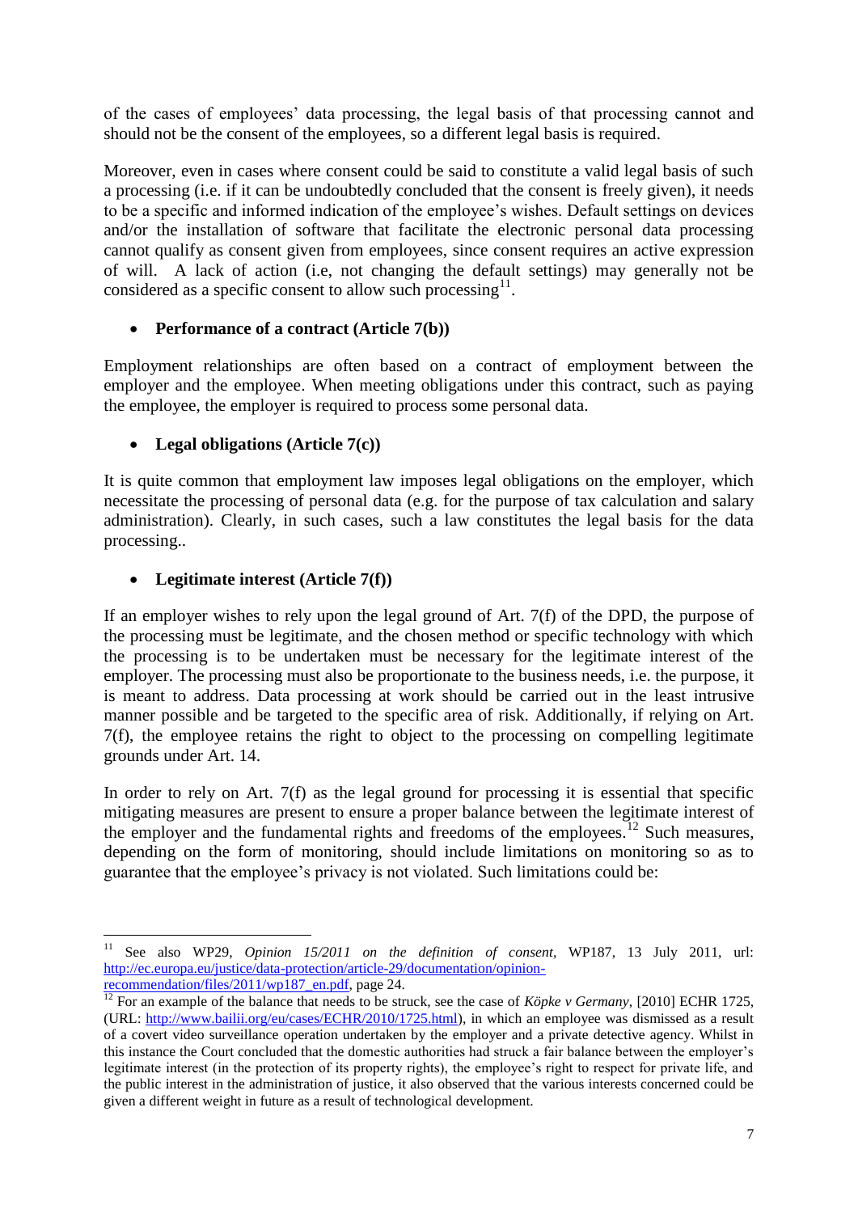of the cases of employees' data processing, the legal basis of that processing cannot and should not be the consent of the employees, so a different legal basis is required.

Moreover, even in cases where consent could be said to constitute a valid legal basis of such a processing (i.e. if it can be undoubtedly concluded that the consent is freely given), it needs to be a specific and informed indication of the employee's wishes. Default settings on devices and/or the installation of software that facilitate the electronic personal data processing cannot qualify as consent given from employees, since consent requires an active expression of will. A lack of action (i.e, not changing the default settings) may generally not be considered as a specific consent to allow such processing[11].

- **Performance of a contract (Article 7(b))**

Employment relationships are often based on a contract of employment between the employer and the employee. When meeting obligations under this contract, such as paying the employee, the employer is required to process some personal data.

- **Legal obligations (Article 7(c))**

It is quite common that employment law imposes legal obligations on the employer, which necessitate the processing of personal data (e.g. for the purpose of tax calculation and salary administration). Clearly, in such cases, such a law constitutes the legal basis for the data processing..

- **Legitimate interest (Article 7(f))**

If an employer wishes to rely upon the legal ground of Art. 7(f) of the DPD, the purpose of the processing must be legitimate, and the chosen method or specific technology with which the processing is to be undertaken must be necessary for the legitimate interest of the employer. The processing must also be proportionate to the business needs, i.e. the purpose, it is meant to address. Data processing at work should be carried out in the least intrusive manner possible and be targeted to the specific area of risk. Additionally, if relying on Art. 7(f), the employee retains the right to object to the processing on compelling legitimate grounds under Art. 14.

In order to rely on Art. 7(f) as the legal ground for processing it is essential that specific mitigating measures are present to ensure a proper balance between the legitimate interest of the employer and the fundamental rights and freedoms of the employees.[12] Such measures, depending on the form of monitoring, should include limitations on monitoring so as to guarantee that the employee's privacy is not violated. Such limitations could be:

---

[11] See also WP29, *Opinion 15/2011 on the definition of consent*, WP187, 13 July 2011, url: http://ec.europa.eu/justice/data-protection/article-29/documentation/opinion-recommendation/files/2011/wp187_en.pdf, page 24.

[12] For an example of the balance that needs to be struck, see the case of *Köpke v Germany*, [2010] ECHR 1725, (URL: http://www.bailii.org/eu/cases/ECHR/2010/1725.html), in which an employee was dismissed as a result of a covert video surveillance operation undertaken by the employer and a private detective agency. Whilst in this instance the Court concluded that the domestic authorities had struck a fair balance between the employer's legitimate interest (in the protection of its property rights), the employee's right to respect for private life, and the public interest in the administration of justice, it also observed that the various interests concerned could be given a different weight in future as a result of technological development.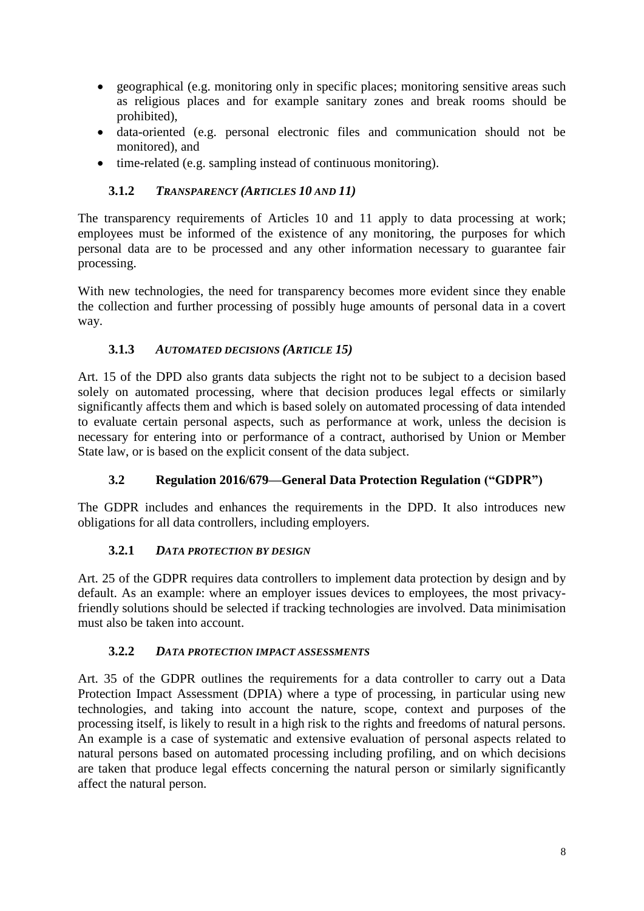- geographical (e.g. monitoring only in specific places; monitoring sensitive areas such as religious places and for example sanitary zones and break rooms should be prohibited),
- data-oriented (e.g. personal electronic files and communication should not be monitored), and
- time-related (e.g. sampling instead of continuous monitoring).

#### 3.1.2 *TRANSPARENCY (ARTICLES 10 AND 11)*

The transparency requirements of Articles 10 and 11 apply to data processing at work; employees must be informed of the existence of any monitoring, the purposes for which personal data are to be processed and any other information necessary to guarantee fair processing.

With new technologies, the need for transparency becomes more evident since they enable the collection and further processing of possibly huge amounts of personal data in a covert way.

#### 3.1.3 *AUTOMATED DECISIONS (ARTICLE 15)*

Art. 15 of the DPD also grants data subjects the right not to be subject to a decision based solely on automated processing, where that decision produces legal effects or similarly significantly affects them and which is based solely on automated processing of data intended to evaluate certain personal aspects, such as performance at work, unless the decision is necessary for entering into or performance of a contract, authorised by Union or Member State law, or is based on the explicit consent of the data subject.

### 3.2 Regulation 2016/679—General Data Protection Regulation ("GDPR")

The GDPR includes and enhances the requirements in the DPD. It also introduces new obligations for all data controllers, including employers.

#### 3.2.1 *DATA PROTECTION BY DESIGN*

Art. 25 of the GDPR requires data controllers to implement data protection by design and by default. As an example: where an employer issues devices to employees, the most privacy-friendly solutions should be selected if tracking technologies are involved. Data minimisation must also be taken into account.

#### 3.2.2 *DATA PROTECTION IMPACT ASSESSMENTS*

Art. 35 of the GDPR outlines the requirements for a data controller to carry out a Data Protection Impact Assessment (DPIA) where a type of processing, in particular using new technologies, and taking into account the nature, scope, context and purposes of the processing itself, is likely to result in a high risk to the rights and freedoms of natural persons. An example is a case of systematic and extensive evaluation of personal aspects related to natural persons based on automated processing including profiling, and on which decisions are taken that produce legal effects concerning the natural person or similarly significantly affect the natural person.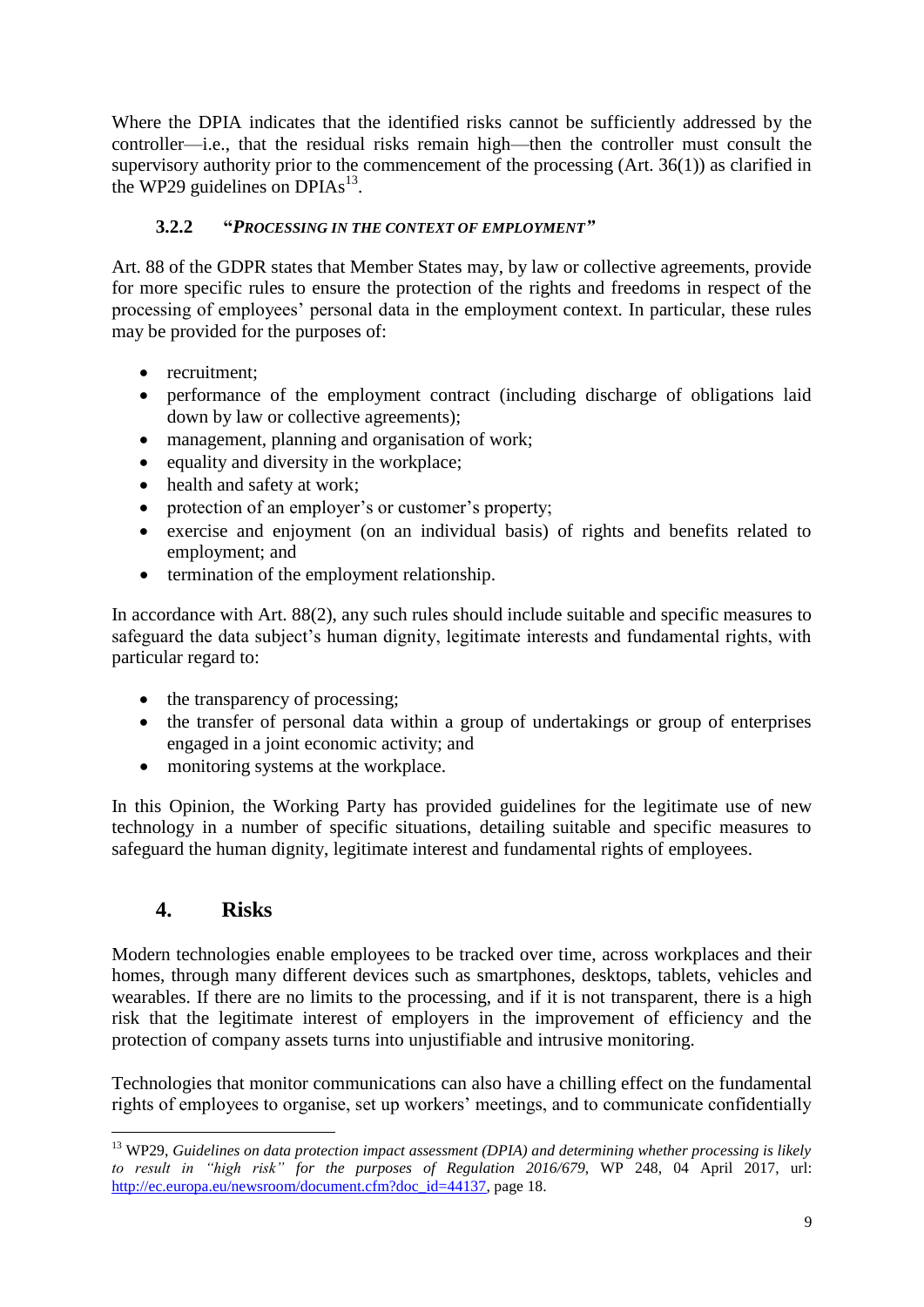Where the DPIA indicates that the identified risks cannot be sufficiently addressed by the controller—i.e., that the residual risks remain high—then the controller must consult the supervisory authority prior to the commencement of the processing (Art. 36(1)) as clarified in the WP29 guidelines on DPIAs[13].

### 3.2.2 "*PROCESSING IN THE CONTEXT OF EMPLOYMENT*"

Art. 88 of the GDPR states that Member States may, by law or collective agreements, provide for more specific rules to ensure the protection of the rights and freedoms in respect of the processing of employees' personal data in the employment context. In particular, these rules may be provided for the purposes of:

- recruitment;
- performance of the employment contract (including discharge of obligations laid down by law or collective agreements);
- management, planning and organisation of work;
- equality and diversity in the workplace;
- health and safety at work;
- protection of an employer's or customer's property;
- exercise and enjoyment (on an individual basis) of rights and benefits related to employment; and
- termination of the employment relationship.

In accordance with Art. 88(2), any such rules should include suitable and specific measures to safeguard the data subject's human dignity, legitimate interests and fundamental rights, with particular regard to:

- the transparency of processing;
- the transfer of personal data within a group of undertakings or group of enterprises engaged in a joint economic activity; and
- monitoring systems at the workplace.

In this Opinion, the Working Party has provided guidelines for the legitimate use of new technology in a number of specific situations, detailing suitable and specific measures to safeguard the human dignity, legitimate interest and fundamental rights of employees.

## 4. Risks

Modern technologies enable employees to be tracked over time, across workplaces and their homes, through many different devices such as smartphones, desktops, tablets, vehicles and wearables. If there are no limits to the processing, and if it is not transparent, there is a high risk that the legitimate interest of employers in the improvement of efficiency and the protection of company assets turns into unjustifiable and intrusive monitoring.

Technologies that monitor communications can also have a chilling effect on the fundamental rights of employees to organise, set up workers' meetings, and to communicate confidentially

---

[13] WP29, *Guidelines on data protection impact assessment (DPIA) and determining whether processing is likely to result in "high risk" for the purposes of Regulation 2016/679*, WP 248, 04 April 2017, url: http://ec.europa.eu/newsroom/document.cfm?doc_id=44137, page 18.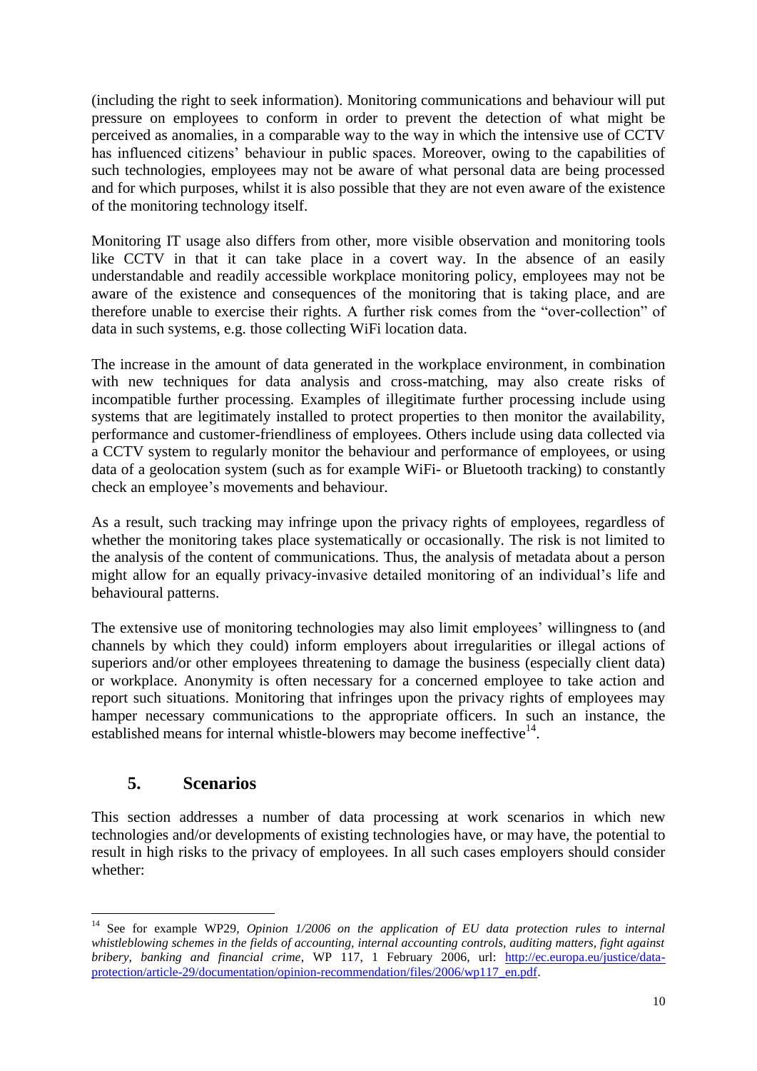(including the right to seek information). Monitoring communications and behaviour will put pressure on employees to conform in order to prevent the detection of what might be perceived as anomalies, in a comparable way to the way in which the intensive use of CCTV has influenced citizens' behaviour in public spaces. Moreover, owing to the capabilities of such technologies, employees may not be aware of what personal data are being processed and for which purposes, whilst it is also possible that they are not even aware of the existence of the monitoring technology itself.

Monitoring IT usage also differs from other, more visible observation and monitoring tools like CCTV in that it can take place in a covert way. In the absence of an easily understandable and readily accessible workplace monitoring policy, employees may not be aware of the existence and consequences of the monitoring that is taking place, and are therefore unable to exercise their rights. A further risk comes from the "over-collection" of data in such systems, e.g. those collecting WiFi location data.

The increase in the amount of data generated in the workplace environment, in combination with new techniques for data analysis and cross-matching, may also create risks of incompatible further processing. Examples of illegitimate further processing include using systems that are legitimately installed to protect properties to then monitor the availability, performance and customer-friendliness of employees. Others include using data collected via a CCTV system to regularly monitor the behaviour and performance of employees, or using data of a geolocation system (such as for example WiFi- or Bluetooth tracking) to constantly check an employee's movements and behaviour.

As a result, such tracking may infringe upon the privacy rights of employees, regardless of whether the monitoring takes place systematically or occasionally. The risk is not limited to the analysis of the content of communications. Thus, the analysis of metadata about a person might allow for an equally privacy-invasive detailed monitoring of an individual's life and behavioural patterns.

The extensive use of monitoring technologies may also limit employees' willingness to (and channels by which they could) inform employers about irregularities or illegal actions of superiors and/or other employees threatening to damage the business (especially client data) or workplace. Anonymity is often necessary for a concerned employee to take action and report such situations. Monitoring that infringes upon the privacy rights of employees may hamper necessary communications to the appropriate officers. In such an instance, the established means for internal whistle-blowers may become ineffective[14].

## 5. Scenarios

This section addresses a number of data processing at work scenarios in which new technologies and/or developments of existing technologies have, or may have, the potential to result in high risks to the privacy of employees. In all such cases employers should consider whether:

---

[14] See for example WP29, *Opinion 1/2006 on the application of EU data protection rules to internal whistleblowing schemes in the fields of accounting, internal accounting controls, auditing matters, fight against bribery, banking and financial crime*, WP 117, 1 February 2006, url: http://ec.europa.eu/justice/data-protection/article-29/documentation/opinion-recommendation/files/2006/wp117_en.pdf.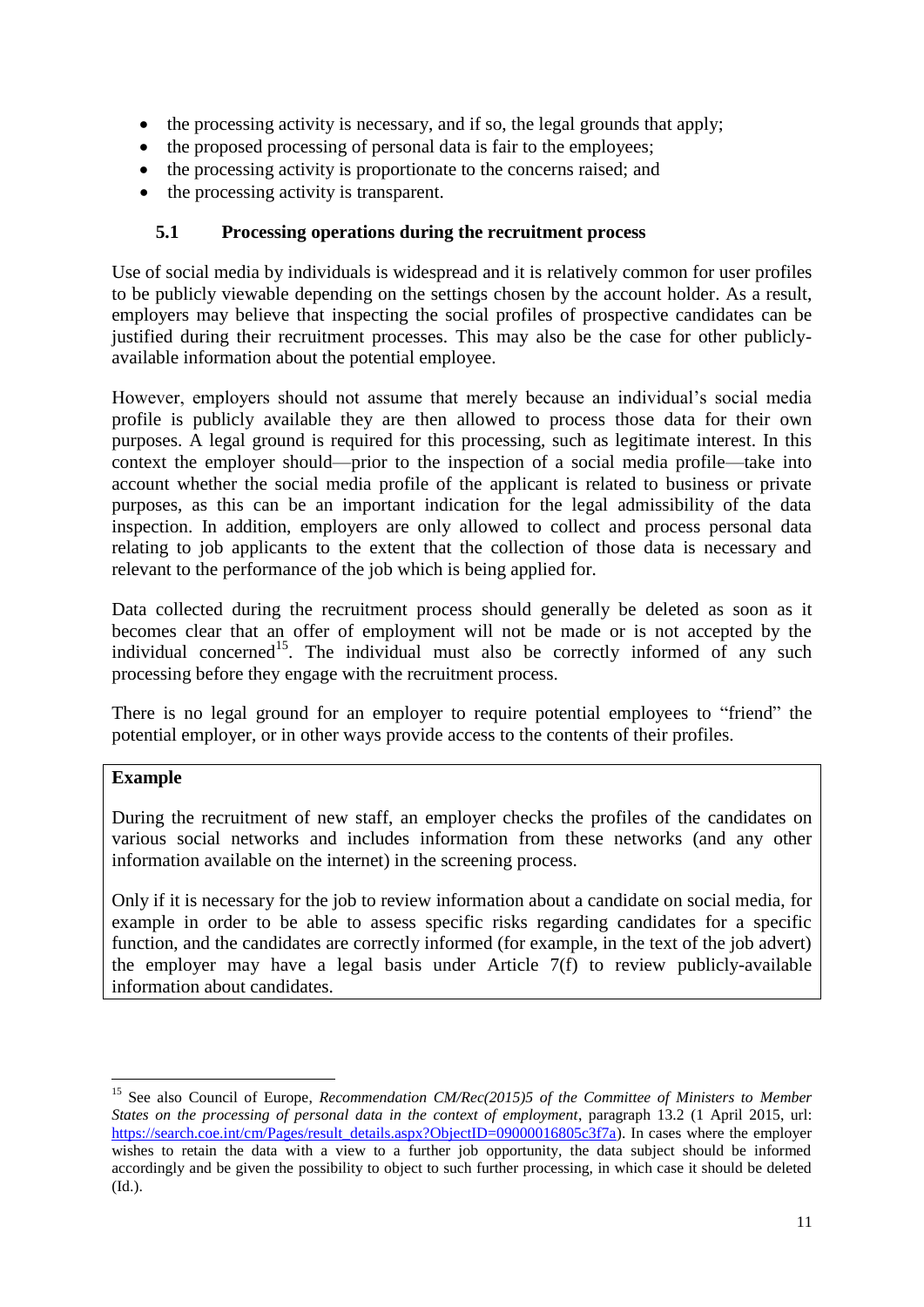- the processing activity is necessary, and if so, the legal grounds that apply;
- the proposed processing of personal data is fair to the employees;
- the processing activity is proportionate to the concerns raised; and
- the processing activity is transparent.

### 5.1 Processing operations during the recruitment process

Use of social media by individuals is widespread and it is relatively common for user profiles to be publicly viewable depending on the settings chosen by the account holder. As a result, employers may believe that inspecting the social profiles of prospective candidates can be justified during their recruitment processes. This may also be the case for other publicly-available information about the potential employee.

However, employers should not assume that merely because an individual's social media profile is publicly available they are then allowed to process those data for their own purposes. A legal ground is required for this processing, such as legitimate interest. In this context the employer should—prior to the inspection of a social media profile—take into account whether the social media profile of the applicant is related to business or private purposes, as this can be an important indication for the legal admissibility of the data inspection. In addition, employers are only allowed to collect and process personal data relating to job applicants to the extent that the collection of those data is necessary and relevant to the performance of the job which is being applied for.

Data collected during the recruitment process should generally be deleted as soon as it becomes clear that an offer of employment will not be made or is not accepted by the individual concerned[15]. The individual must also be correctly informed of any such processing before they engage with the recruitment process.

There is no legal ground for an employer to require potential employees to "friend" the potential employer, or in other ways provide access to the contents of their profiles.

**Example**

During the recruitment of new staff, an employer checks the profiles of the candidates on various social networks and includes information from these networks (and any other information available on the internet) in the screening process.

Only if it is necessary for the job to review information about a candidate on social media, for example in order to be able to assess specific risks regarding candidates for a specific function, and the candidates are correctly informed (for example, in the text of the job advert) the employer may have a legal basis under Article 7(f) to review publicly-available information about candidates.

---

[15] See also Council of Europe, *Recommendation CM/Rec(2015)5 of the Committee of Ministers to Member States on the processing of personal data in the context of employment*, paragraph 13.2 (1 April 2015, url: https://search.coe.int/cm/Pages/result_details.aspx?ObjectID=09000016805c3f7a). In cases where the employer wishes to retain the data with a view to a further job opportunity, the data subject should be informed accordingly and be given the possibility to object to such further processing, in which case it should be deleted (Id.).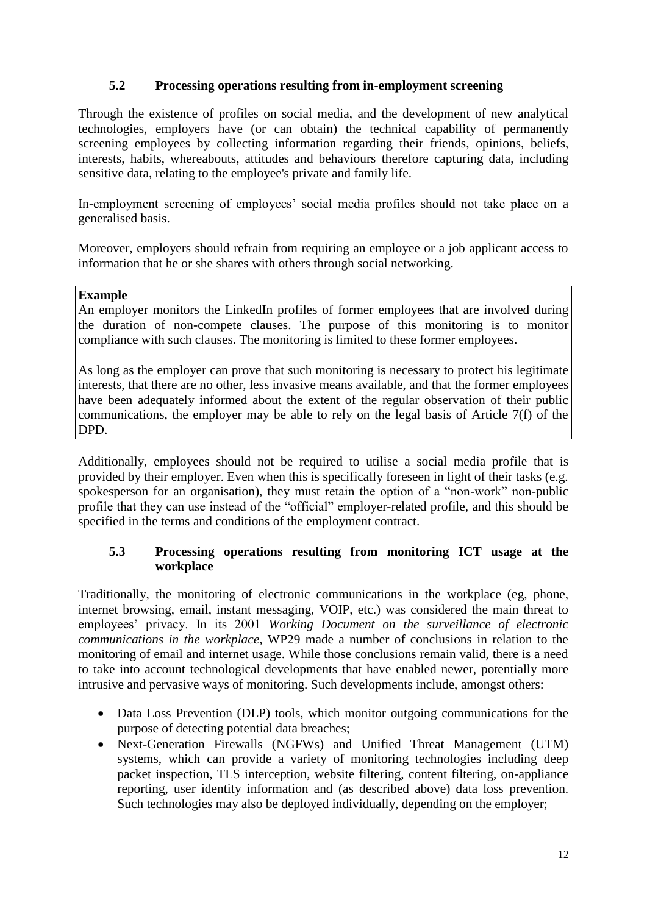### 5.2 Processing operations resulting from in-employment screening

Through the existence of profiles on social media, and the development of new analytical technologies, employers have (or can obtain) the technical capability of permanently screening employees by collecting information regarding their friends, opinions, beliefs, interests, habits, whereabouts, attitudes and behaviours therefore capturing data, including sensitive data, relating to the employee's private and family life.

In-employment screening of employees' social media profiles should not take place on a generalised basis.

Moreover, employers should refrain from requiring an employee or a job applicant access to information that he or she shares with others through social networking.

> **Example**
>
> An employer monitors the LinkedIn profiles of former employees that are involved during the duration of non-compete clauses. The purpose of this monitoring is to monitor compliance with such clauses. The monitoring is limited to these former employees.
>
> As long as the employer can prove that such monitoring is necessary to protect his legitimate interests, that there are no other, less invasive means available, and that the former employees have been adequately informed about the extent of the regular observation of their public communications, the employer may be able to rely on the legal basis of Article 7(f) of the DPD.

Additionally, employees should not be required to utilise a social media profile that is provided by their employer. Even when this is specifically foreseen in light of their tasks (e.g. spokesperson for an organisation), they must retain the option of a "non-work" non-public profile that they can use instead of the "official" employer-related profile, and this should be specified in the terms and conditions of the employment contract.

### 5.3 Processing operations resulting from monitoring ICT usage at the workplace

Traditionally, the monitoring of electronic communications in the workplace (eg, phone, internet browsing, email, instant messaging, VOIP, etc.) was considered the main threat to employees' privacy. In its 2001 *Working Document on the surveillance of electronic communications in the workplace*, WP29 made a number of conclusions in relation to the monitoring of email and internet usage. While those conclusions remain valid, there is a need to take into account technological developments that have enabled newer, potentially more intrusive and pervasive ways of monitoring. Such developments include, amongst others:

- Data Loss Prevention (DLP) tools, which monitor outgoing communications for the purpose of detecting potential data breaches;
- Next-Generation Firewalls (NGFWs) and Unified Threat Management (UTM) systems, which can provide a variety of monitoring technologies including deep packet inspection, TLS interception, website filtering, content filtering, on-appliance reporting, user identity information and (as described above) data loss prevention. Such technologies may also be deployed individually, depending on the employer;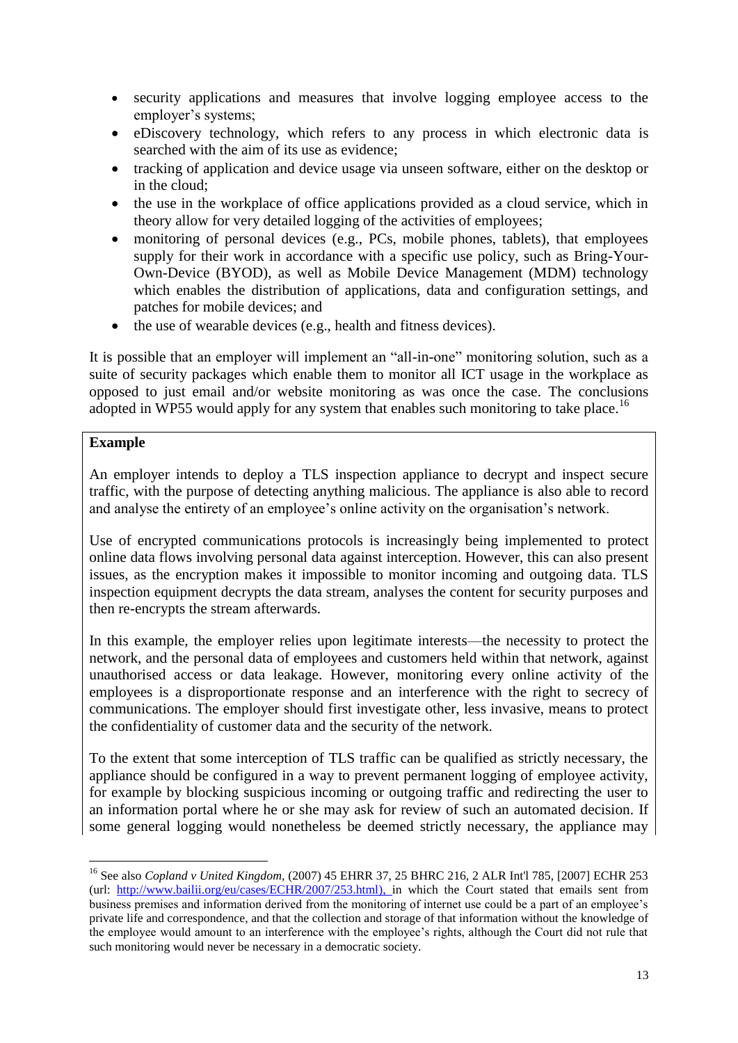- security applications and measures that involve logging employee access to the employer's systems;
- eDiscovery technology, which refers to any process in which electronic data is searched with the aim of its use as evidence;
- tracking of application and device usage via unseen software, either on the desktop or in the cloud;
- the use in the workplace of office applications provided as a cloud service, which in theory allow for very detailed logging of the activities of employees;
- monitoring of personal devices (e.g., PCs, mobile phones, tablets), that employees supply for their work in accordance with a specific use policy, such as Bring-Your-Own-Device (BYOD), as well as Mobile Device Management (MDM) technology which enables the distribution of applications, data and configuration settings, and patches for mobile devices; and
- the use of wearable devices (e.g., health and fitness devices).

It is possible that an employer will implement an "all-in-one" monitoring solution, such as a suite of security packages which enable them to monitor all ICT usage in the workplace as opposed to just email and/or website monitoring as was once the case. The conclusions adopted in WP55 would apply for any system that enables such monitoring to take place.[16]

**Example**

An employer intends to deploy a TLS inspection appliance to decrypt and inspect secure traffic, with the purpose of detecting anything malicious. The appliance is also able to record and analyse the entirety of an employee's online activity on the organisation's network.

Use of encrypted communications protocols is increasingly being implemented to protect online data flows involving personal data against interception. However, this can also present issues, as the encryption makes it impossible to monitor incoming and outgoing data. TLS inspection equipment decrypts the data stream, analyses the content for security purposes and then re-encrypts the stream afterwards.

In this example, the employer relies upon legitimate interests—the necessity to protect the network, and the personal data of employees and customers held within that network, against unauthorised access or data leakage. However, monitoring every online activity of the employees is a disproportionate response and an interference with the right to secrecy of communications. The employer should first investigate other, less invasive, means to protect the confidentiality of customer data and the security of the network.

To the extent that some interception of TLS traffic can be qualified as strictly necessary, the appliance should be configured in a way to prevent permanent logging of employee activity, for example by blocking suspicious incoming or outgoing traffic and redirecting the user to an information portal where he or she may ask for review of such an automated decision. If some general logging would nonetheless be deemed strictly necessary, the appliance may

---

[16] See also *Copland v United Kingdom*, (2007) 45 EHRR 37, 25 BHRC 216, 2 ALR Int'l 785, [2007] ECHR 253 (url: http://www.bailii.org/eu/cases/ECHR/2007/253.html), in which the Court stated that emails sent from business premises and information derived from the monitoring of internet use could be a part of an employee's private life and correspondence, and that the collection and storage of that information without the knowledge of the employee would amount to an interference with the employee's rights, although the Court did not rule that such monitoring would never be necessary in a democratic society.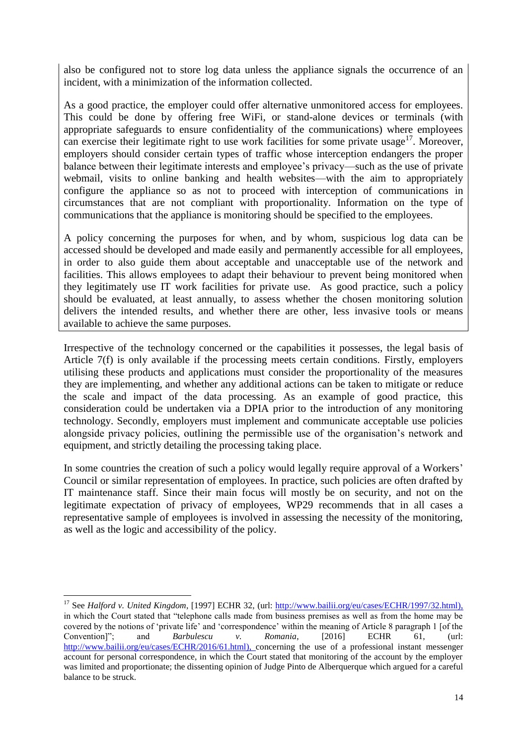also be configured not to store log data unless the appliance signals the occurrence of an incident, with a minimization of the information collected.

As a good practice, the employer could offer alternative unmonitored access for employees. This could be done by offering free WiFi, or stand-alone devices or terminals (with appropriate safeguards to ensure confidentiality of the communications) where employees can exercise their legitimate right to use work facilities for some private usage[17]. Moreover, employers should consider certain types of traffic whose interception endangers the proper balance between their legitimate interests and employee's privacy—such as the use of private webmail, visits to online banking and health websites—with the aim to appropriately configure the appliance so as not to proceed with interception of communications in circumstances that are not compliant with proportionality. Information on the type of communications that the appliance is monitoring should be specified to the employees.

A policy concerning the purposes for when, and by whom, suspicious log data can be accessed should be developed and made easily and permanently accessible for all employees, in order to also guide them about acceptable and unacceptable use of the network and facilities. This allows employees to adapt their behaviour to prevent being monitored when they legitimately use IT work facilities for private use. As good practice, such a policy should be evaluated, at least annually, to assess whether the chosen monitoring solution delivers the intended results, and whether there are other, less invasive tools or means available to achieve the same purposes.

Irrespective of the technology concerned or the capabilities it possesses, the legal basis of Article 7(f) is only available if the processing meets certain conditions. Firstly, employers utilising these products and applications must consider the proportionality of the measures they are implementing, and whether any additional actions can be taken to mitigate or reduce the scale and impact of the data processing. As an example of good practice, this consideration could be undertaken via a DPIA prior to the introduction of any monitoring technology. Secondly, employers must implement and communicate acceptable use policies alongside privacy policies, outlining the permissible use of the organisation's network and equipment, and strictly detailing the processing taking place.

In some countries the creation of such a policy would legally require approval of a Workers' Council or similar representation of employees. In practice, such policies are often drafted by IT maintenance staff. Since their main focus will mostly be on security, and not on the legitimate expectation of privacy of employees, WP29 recommends that in all cases a representative sample of employees is involved in assessing the necessity of the monitoring, as well as the logic and accessibility of the policy.

---

[17] See *Halford v. United Kingdom*, [1997] ECHR 32, (url: http://www.bailii.org/eu/cases/ECHR/1997/32.html), in which the Court stated that "telephone calls made from business premises as well as from the home may be covered by the notions of 'private life' and 'correspondence' within the meaning of Article 8 paragraph 1 [of the Convention]"; and *Barbulescu v. Romania*, [2016] ECHR 61, (url: http://www.bailii.org/eu/cases/ECHR/2016/61.html), concerning the use of a professional instant messenger account for personal correspondence, in which the Court stated that monitoring of the account by the employer was limited and proportionate; the dissenting opinion of Judge Pinto de Alberquerque which argued for a careful balance to be struck.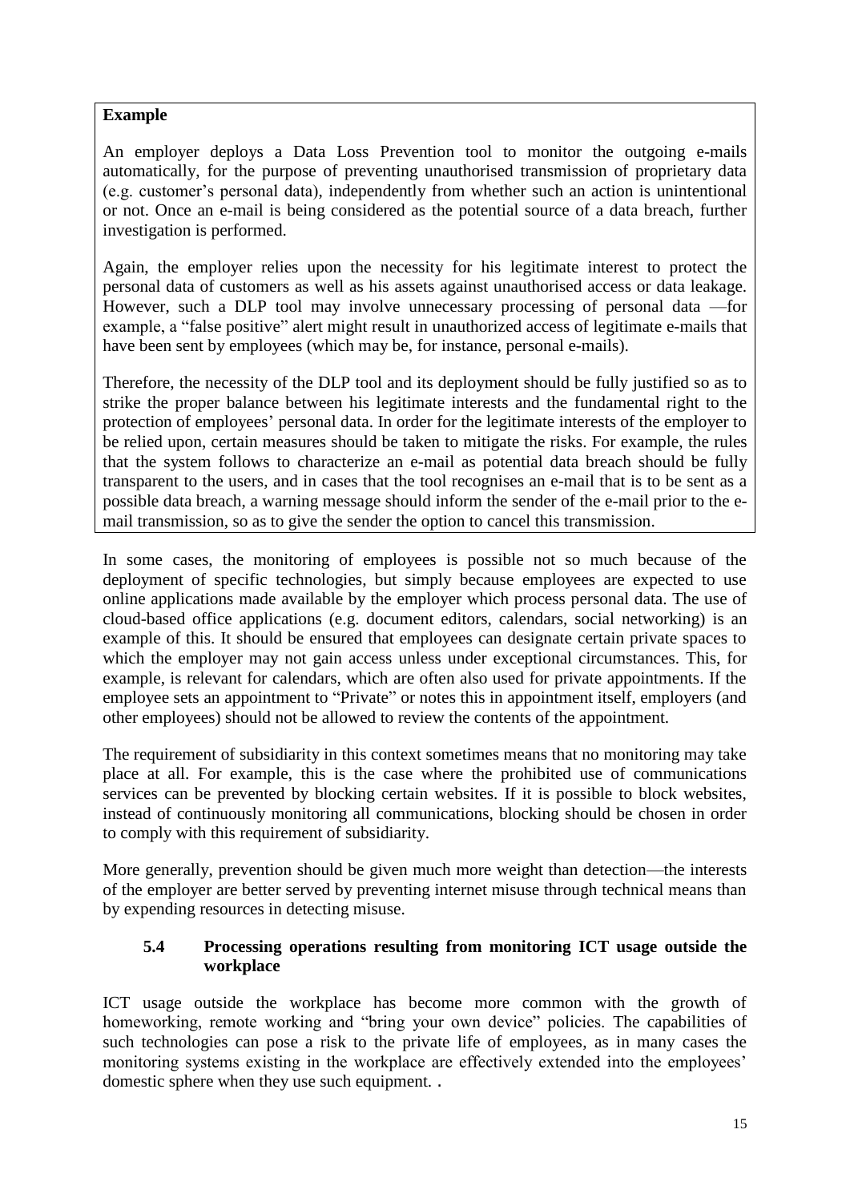**Example**

An employer deploys a Data Loss Prevention tool to monitor the outgoing e-mails automatically, for the purpose of preventing unauthorised transmission of proprietary data (e.g. customer's personal data), independently from whether such an action is unintentional or not. Once an e-mail is being considered as the potential source of a data breach, further investigation is performed.

Again, the employer relies upon the necessity for his legitimate interest to protect the personal data of customers as well as his assets against unauthorised access or data leakage. However, such a DLP tool may involve unnecessary processing of personal data —for example, a "false positive" alert might result in unauthorized access of legitimate e-mails that have been sent by employees (which may be, for instance, personal e-mails).

Therefore, the necessity of the DLP tool and its deployment should be fully justified so as to strike the proper balance between his legitimate interests and the fundamental right to the protection of employees' personal data. In order for the legitimate interests of the employer to be relied upon, certain measures should be taken to mitigate the risks. For example, the rules that the system follows to characterize an e-mail as potential data breach should be fully transparent to the users, and in cases that the tool recognises an e-mail that is to be sent as a possible data breach, a warning message should inform the sender of the e-mail prior to the e-mail transmission, so as to give the sender the option to cancel this transmission.

In some cases, the monitoring of employees is possible not so much because of the deployment of specific technologies, but simply because employees are expected to use online applications made available by the employer which process personal data. The use of cloud-based office applications (e.g. document editors, calendars, social networking) is an example of this. It should be ensured that employees can designate certain private spaces to which the employer may not gain access unless under exceptional circumstances. This, for example, is relevant for calendars, which are often also used for private appointments. If the employee sets an appointment to "Private" or notes this in appointment itself, employers (and other employees) should not be allowed to review the contents of the appointment.

The requirement of subsidiarity in this context sometimes means that no monitoring may take place at all. For example, this is the case where the prohibited use of communications services can be prevented by blocking certain websites. If it is possible to block websites, instead of continuously monitoring all communications, blocking should be chosen in order to comply with this requirement of subsidiarity.

More generally, prevention should be given much more weight than detection—the interests of the employer are better served by preventing internet misuse through technical means than by expending resources in detecting misuse.

### 5.4 Processing operations resulting from monitoring ICT usage outside the workplace

ICT usage outside the workplace has become more common with the growth of homeworking, remote working and "bring your own device" policies. The capabilities of such technologies can pose a risk to the private life of employees, as in many cases the monitoring systems existing in the workplace are effectively extended into the employees' domestic sphere when they use such equipment. .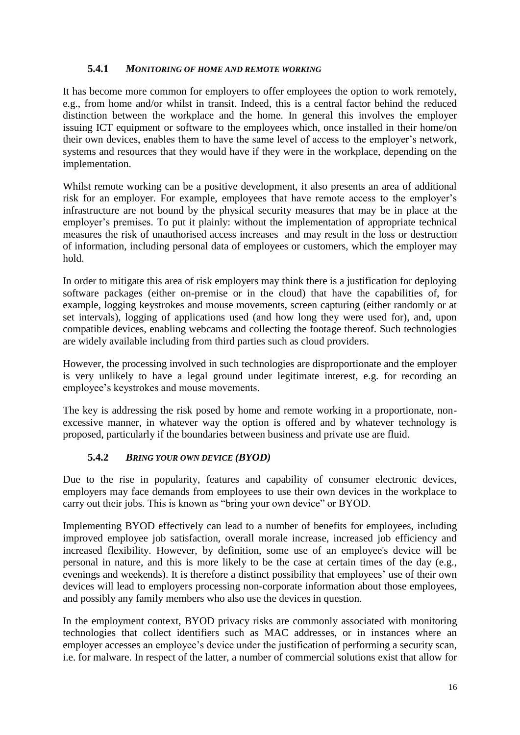### 5.4.1 *MONITORING OF HOME AND REMOTE WORKING*

It has become more common for employers to offer employees the option to work remotely, e.g., from home and/or whilst in transit. Indeed, this is a central factor behind the reduced distinction between the workplace and the home. In general this involves the employer issuing ICT equipment or software to the employees which, once installed in their home/on their own devices, enables them to have the same level of access to the employer's network, systems and resources that they would have if they were in the workplace, depending on the implementation.

Whilst remote working can be a positive development, it also presents an area of additional risk for an employer. For example, employees that have remote access to the employer's infrastructure are not bound by the physical security measures that may be in place at the employer's premises. To put it plainly: without the implementation of appropriate technical measures the risk of unauthorised access increases and may result in the loss or destruction of information, including personal data of employees or customers, which the employer may hold.

In order to mitigate this area of risk employers may think there is a justification for deploying software packages (either on-premise or in the cloud) that have the capabilities of, for example, logging keystrokes and mouse movements, screen capturing (either randomly or at set intervals), logging of applications used (and how long they were used for), and, upon compatible devices, enabling webcams and collecting the footage thereof. Such technologies are widely available including from third parties such as cloud providers.

However, the processing involved in such technologies are disproportionate and the employer is very unlikely to have a legal ground under legitimate interest, e.g. for recording an employee's keystrokes and mouse movements.

The key is addressing the risk posed by home and remote working in a proportionate, non-excessive manner, in whatever way the option is offered and by whatever technology is proposed, particularly if the boundaries between business and private use are fluid.

### 5.4.2 *BRING YOUR OWN DEVICE (BYOD)*

Due to the rise in popularity, features and capability of consumer electronic devices, employers may face demands from employees to use their own devices in the workplace to carry out their jobs. This is known as "bring your own device" or BYOD.

Implementing BYOD effectively can lead to a number of benefits for employees, including improved employee job satisfaction, overall morale increase, increased job efficiency and increased flexibility. However, by definition, some use of an employee's device will be personal in nature, and this is more likely to be the case at certain times of the day (e.g., evenings and weekends). It is therefore a distinct possibility that employees' use of their own devices will lead to employers processing non-corporate information about those employees, and possibly any family members who also use the devices in question.

In the employment context, BYOD privacy risks are commonly associated with monitoring technologies that collect identifiers such as MAC addresses, or in instances where an employer accesses an employee's device under the justification of performing a security scan, i.e. for malware. In respect of the latter, a number of commercial solutions exist that allow for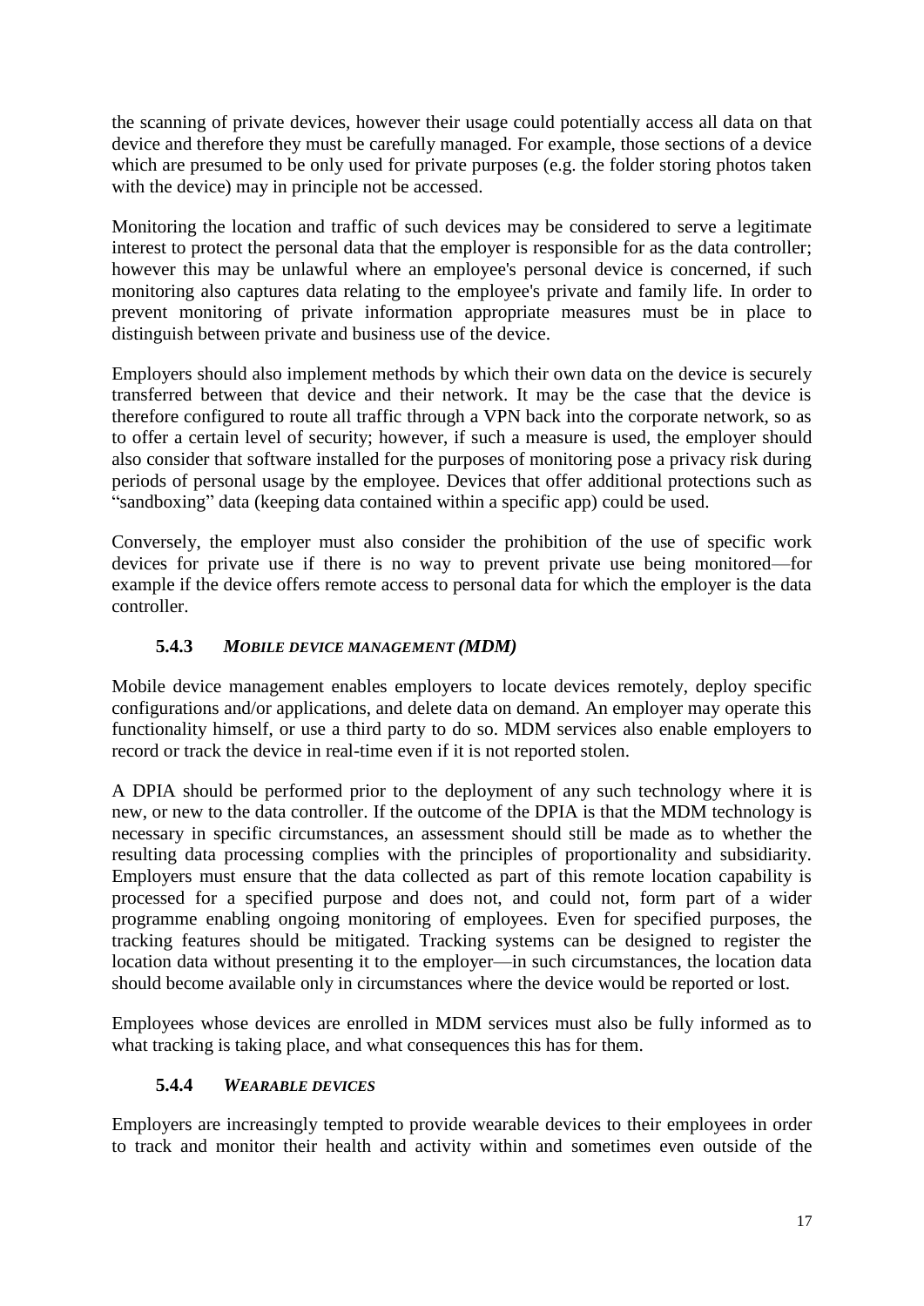the scanning of private devices, however their usage could potentially access all data on that device and therefore they must be carefully managed. For example, those sections of a device which are presumed to be only used for private purposes (e.g. the folder storing photos taken with the device) may in principle not be accessed.

Monitoring the location and traffic of such devices may be considered to serve a legitimate interest to protect the personal data that the employer is responsible for as the data controller; however this may be unlawful where an employee's personal device is concerned, if such monitoring also captures data relating to the employee's private and family life. In order to prevent monitoring of private information appropriate measures must be in place to distinguish between private and business use of the device.

Employers should also implement methods by which their own data on the device is securely transferred between that device and their network. It may be the case that the device is therefore configured to route all traffic through a VPN back into the corporate network, so as to offer a certain level of security; however, if such a measure is used, the employer should also consider that software installed for the purposes of monitoring pose a privacy risk during periods of personal usage by the employee. Devices that offer additional protections such as "sandboxing" data (keeping data contained within a specific app) could be used.

Conversely, the employer must also consider the prohibition of the use of specific work devices for private use if there is no way to prevent private use being monitored—for example if the device offers remote access to personal data for which the employer is the data controller.

### 5.4.3 *MOBILE DEVICE MANAGEMENT (MDM)*

Mobile device management enables employers to locate devices remotely, deploy specific configurations and/or applications, and delete data on demand. An employer may operate this functionality himself, or use a third party to do so. MDM services also enable employers to record or track the device in real-time even if it is not reported stolen.

A DPIA should be performed prior to the deployment of any such technology where it is new, or new to the data controller. If the outcome of the DPIA is that the MDM technology is necessary in specific circumstances, an assessment should still be made as to whether the resulting data processing complies with the principles of proportionality and subsidiarity. Employers must ensure that the data collected as part of this remote location capability is processed for a specified purpose and does not, and could not, form part of a wider programme enabling ongoing monitoring of employees. Even for specified purposes, the tracking features should be mitigated. Tracking systems can be designed to register the location data without presenting it to the employer—in such circumstances, the location data should become available only in circumstances where the device would be reported or lost.

Employees whose devices are enrolled in MDM services must also be fully informed as to what tracking is taking place, and what consequences this has for them.

### 5.4.4 *WEARABLE DEVICES*

Employers are increasingly tempted to provide wearable devices to their employees in order to track and monitor their health and activity within and sometimes even outside of the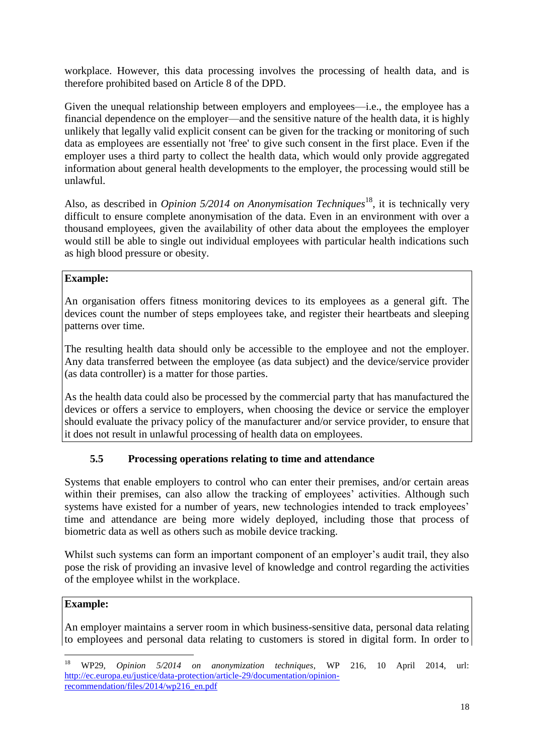workplace. However, this data processing involves the processing of health data, and is therefore prohibited based on Article 8 of the DPD.

Given the unequal relationship between employers and employees—i.e., the employee has a financial dependence on the employer—and the sensitive nature of the health data, it is highly unlikely that legally valid explicit consent can be given for the tracking or monitoring of such data as employees are essentially not 'free' to give such consent in the first place. Even if the employer uses a third party to collect the health data, which would only provide aggregated information about general health developments to the employer, the processing would still be unlawful.

Also, as described in *Opinion 5/2014 on Anonymisation Techniques*[18], it is technically very difficult to ensure complete anonymisation of the data. Even in an environment with over a thousand employees, given the availability of other data about the employees the employer would still be able to single out individual employees with particular health indications such as high blood pressure or obesity.

> **Example:**
>
> An organisation offers fitness monitoring devices to its employees as a general gift. The devices count the number of steps employees take, and register their heartbeats and sleeping patterns over time.
>
> The resulting health data should only be accessible to the employee and not the employer. Any data transferred between the employee (as data subject) and the device/service provider (as data controller) is a matter for those parties.
>
> As the health data could also be processed by the commercial party that has manufactured the devices or offers a service to employers, when choosing the device or service the employer should evaluate the privacy policy of the manufacturer and/or service provider, to ensure that it does not result in unlawful processing of health data on employees.

### 5.5 Processing operations relating to time and attendance

Systems that enable employers to control who can enter their premises, and/or certain areas within their premises, can also allow the tracking of employees' activities. Although such systems have existed for a number of years, new technologies intended to track employees' time and attendance are being more widely deployed, including those that process of biometric data as well as others such as mobile device tracking.

Whilst such systems can form an important component of an employer's audit trail, they also pose the risk of providing an invasive level of knowledge and control regarding the activities of the employee whilst in the workplace.

> **Example:**
>
> An employer maintains a server room in which business-sensitive data, personal data relating to employees and personal data relating to customers is stored in digital form. In order to

---

[18] WP29, *Opinion 5/2014 on anonymization techniques*, WP 216, 10 April 2014, url: http://ec.europa.eu/justice/data-protection/article-29/documentation/opinion-recommendation/files/2014/wp216_en.pdf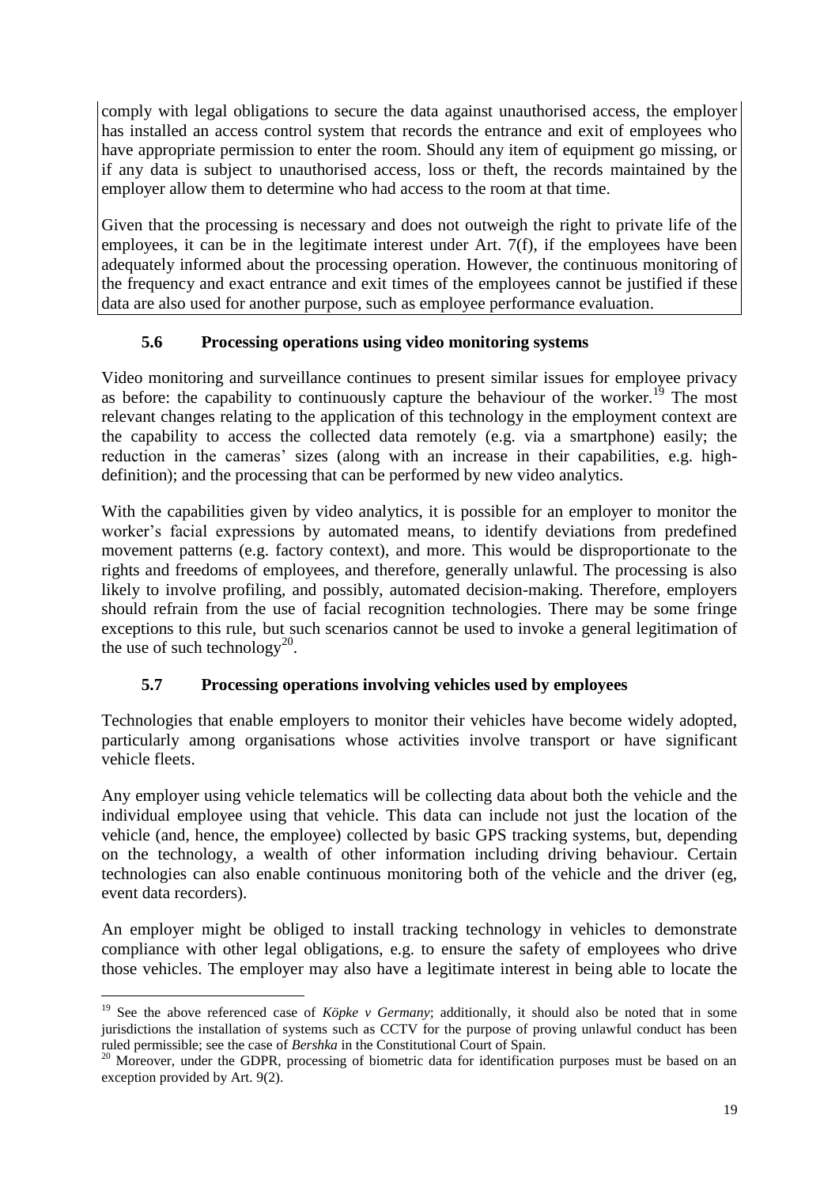comply with legal obligations to secure the data against unauthorised access, the employer has installed an access control system that records the entrance and exit of employees who have appropriate permission to enter the room. Should any item of equipment go missing, or if any data is subject to unauthorised access, loss or theft, the records maintained by the employer allow them to determine who had access to the room at that time.

Given that the processing is necessary and does not outweigh the right to private life of the employees, it can be in the legitimate interest under Art. 7(f), if the employees have been adequately informed about the processing operation. However, the continuous monitoring of the frequency and exact entrance and exit times of the employees cannot be justified if these data are also used for another purpose, such as employee performance evaluation.

### 5.6 Processing operations using video monitoring systems

Video monitoring and surveillance continues to present similar issues for employee privacy as before: the capability to continuously capture the behaviour of the worker.[19] The most relevant changes relating to the application of this technology in the employment context are the capability to access the collected data remotely (e.g. via a smartphone) easily; the reduction in the cameras' sizes (along with an increase in their capabilities, e.g. high-definition); and the processing that can be performed by new video analytics.

With the capabilities given by video analytics, it is possible for an employer to monitor the worker's facial expressions by automated means, to identify deviations from predefined movement patterns (e.g. factory context), and more. This would be disproportionate to the rights and freedoms of employees, and therefore, generally unlawful. The processing is also likely to involve profiling, and possibly, automated decision-making. Therefore, employers should refrain from the use of facial recognition technologies. There may be some fringe exceptions to this rule, but such scenarios cannot be used to invoke a general legitimation of the use of such technology[20].

### 5.7 Processing operations involving vehicles used by employees

Technologies that enable employers to monitor their vehicles have become widely adopted, particularly among organisations whose activities involve transport or have significant vehicle fleets.

Any employer using vehicle telematics will be collecting data about both the vehicle and the individual employee using that vehicle. This data can include not just the location of the vehicle (and, hence, the employee) collected by basic GPS tracking systems, but, depending on the technology, a wealth of other information including driving behaviour. Certain technologies can also enable continuous monitoring both of the vehicle and the driver (eg, event data recorders).

An employer might be obliged to install tracking technology in vehicles to demonstrate compliance with other legal obligations, e.g. to ensure the safety of employees who drive those vehicles. The employer may also have a legitimate interest in being able to locate the

---

[19] See the above referenced case of *Köpke v Germany*; additionally, it should also be noted that in some jurisdictions the installation of systems such as CCTV for the purpose of proving unlawful conduct has been ruled permissible; see the case of *Bershka* in the Constitutional Court of Spain.

[20] Moreover, under the GDPR, processing of biometric data for identification purposes must be based on an exception provided by Art. 9(2).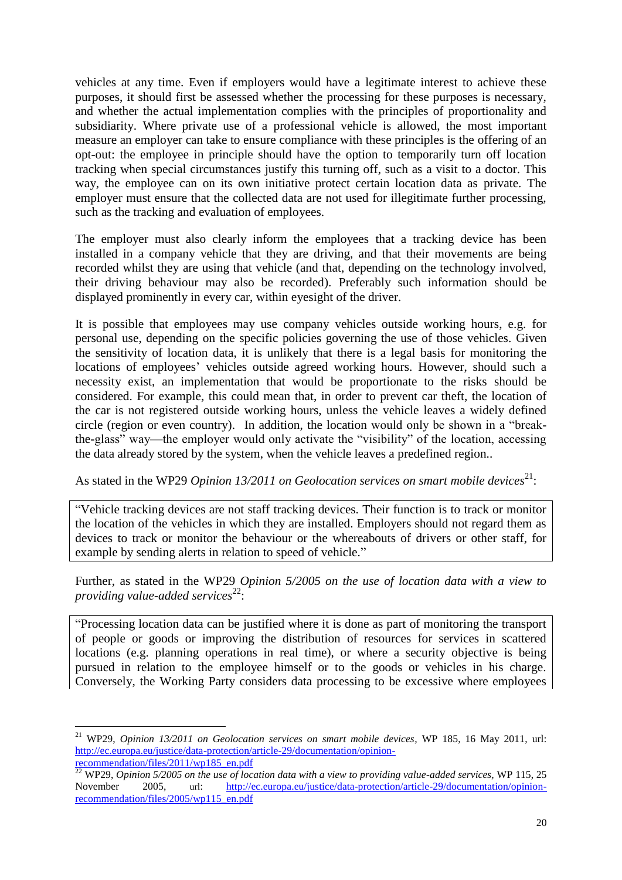vehicles at any time. Even if employers would have a legitimate interest to achieve these purposes, it should first be assessed whether the processing for these purposes is necessary, and whether the actual implementation complies with the principles of proportionality and subsidiarity. Where private use of a professional vehicle is allowed, the most important measure an employer can take to ensure compliance with these principles is the offering of an opt-out: the employee in principle should have the option to temporarily turn off location tracking when special circumstances justify this turning off, such as a visit to a doctor. This way, the employee can on its own initiative protect certain location data as private. The employer must ensure that the collected data are not used for illegitimate further processing, such as the tracking and evaluation of employees.

The employer must also clearly inform the employees that a tracking device has been installed in a company vehicle that they are driving, and that their movements are being recorded whilst they are using that vehicle (and that, depending on the technology involved, their driving behaviour may also be recorded). Preferably such information should be displayed prominently in every car, within eyesight of the driver.

It is possible that employees may use company vehicles outside working hours, e.g. for personal use, depending on the specific policies governing the use of those vehicles. Given the sensitivity of location data, it is unlikely that there is a legal basis for monitoring the locations of employees' vehicles outside agreed working hours. However, should such a necessity exist, an implementation that would be proportionate to the risks should be considered. For example, this could mean that, in order to prevent car theft, the location of the car is not registered outside working hours, unless the vehicle leaves a widely defined circle (region or even country). In addition, the location would only be shown in a "break-the-glass" way—the employer would only activate the "visibility" of the location, accessing the data already stored by the system, when the vehicle leaves a predefined region..

As stated in the WP29 *Opinion 13/2011 on Geolocation services on smart mobile devices*[21]:

> "Vehicle tracking devices are not staff tracking devices. Their function is to track or monitor the location of the vehicles in which they are installed. Employers should not regard them as devices to track or monitor the behaviour or the whereabouts of drivers or other staff, for example by sending alerts in relation to speed of vehicle."

Further, as stated in the WP29 *Opinion 5/2005 on the use of location data with a view to providing value-added services*[22]:

> "Processing location data can be justified where it is done as part of monitoring the transport of people or goods or improving the distribution of resources for services in scattered locations (e.g. planning operations in real time), or where a security objective is being pursued in relation to the employee himself or to the goods or vehicles in his charge. Conversely, the Working Party considers data processing to be excessive where employees

---

[21] WP29, *Opinion 13/2011 on Geolocation services on smart mobile devices*, WP 185, 16 May 2011, url: http://ec.europa.eu/justice/data-protection/article-29/documentation/opinion-recommendation/files/2011/wp185_en.pdf

[22] WP29, *Opinion 5/2005 on the use of location data with a view to providing value-added services*, WP 115, 25 November 2005, url: http://ec.europa.eu/justice/data-protection/article-29/documentation/opinion-recommendation/files/2005/wp115_en.pdf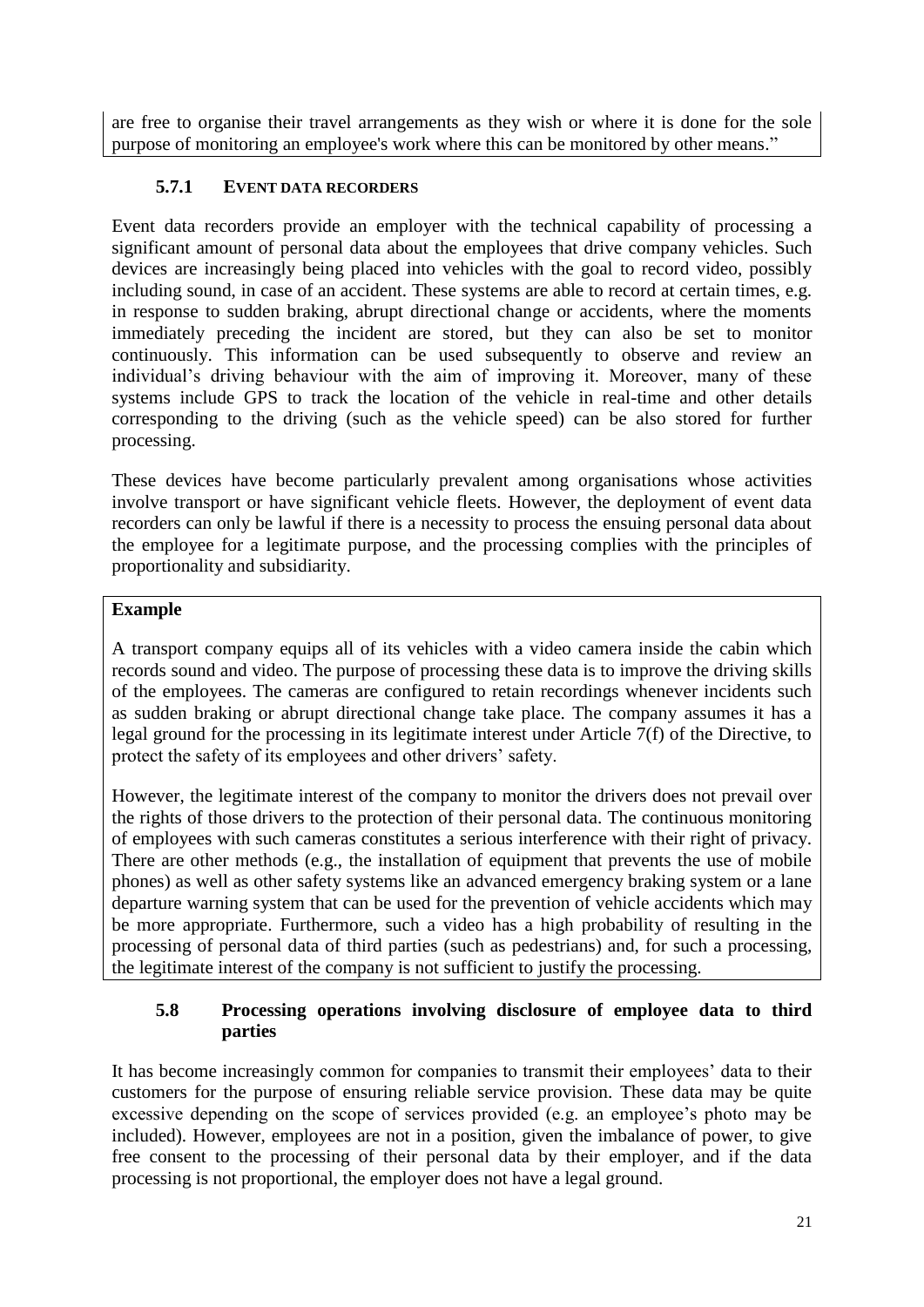are free to organise their travel arrangements as they wish or where it is done for the sole purpose of monitoring an employee's work where this can be monitored by other means."

#### 5.7.1 EVENT DATA RECORDERS

Event data recorders provide an employer with the technical capability of processing a significant amount of personal data about the employees that drive company vehicles. Such devices are increasingly being placed into vehicles with the goal to record video, possibly including sound, in case of an accident. These systems are able to record at certain times, e.g. in response to sudden braking, abrupt directional change or accidents, where the moments immediately preceding the incident are stored, but they can also be set to monitor continuously. This information can be used subsequently to observe and review an individual's driving behaviour with the aim of improving it. Moreover, many of these systems include GPS to track the location of the vehicle in real-time and other details corresponding to the driving (such as the vehicle speed) can be also stored for further processing.

These devices have become particularly prevalent among organisations whose activities involve transport or have significant vehicle fleets. However, the deployment of event data recorders can only be lawful if there is a necessity to process the ensuing personal data about the employee for a legitimate purpose, and the processing complies with the principles of proportionality and subsidiarity.

**Example**

A transport company equips all of its vehicles with a video camera inside the cabin which records sound and video. The purpose of processing these data is to improve the driving skills of the employees. The cameras are configured to retain recordings whenever incidents such as sudden braking or abrupt directional change take place. The company assumes it has a legal ground for the processing in its legitimate interest under Article 7(f) of the Directive, to protect the safety of its employees and other drivers' safety.

However, the legitimate interest of the company to monitor the drivers does not prevail over the rights of those drivers to the protection of their personal data. The continuous monitoring of employees with such cameras constitutes a serious interference with their right of privacy. There are other methods (e.g., the installation of equipment that prevents the use of mobile phones) as well as other safety systems like an advanced emergency braking system or a lane departure warning system that can be used for the prevention of vehicle accidents which may be more appropriate. Furthermore, such a video has a high probability of resulting in the processing of personal data of third parties (such as pedestrians) and, for such a processing, the legitimate interest of the company is not sufficient to justify the processing.

### 5.8 Processing operations involving disclosure of employee data to third parties

It has become increasingly common for companies to transmit their employees' data to their customers for the purpose of ensuring reliable service provision. These data may be quite excessive depending on the scope of services provided (e.g. an employee's photo may be included). However, employees are not in a position, given the imbalance of power, to give free consent to the processing of their personal data by their employer, and if the data processing is not proportional, the employer does not have a legal ground.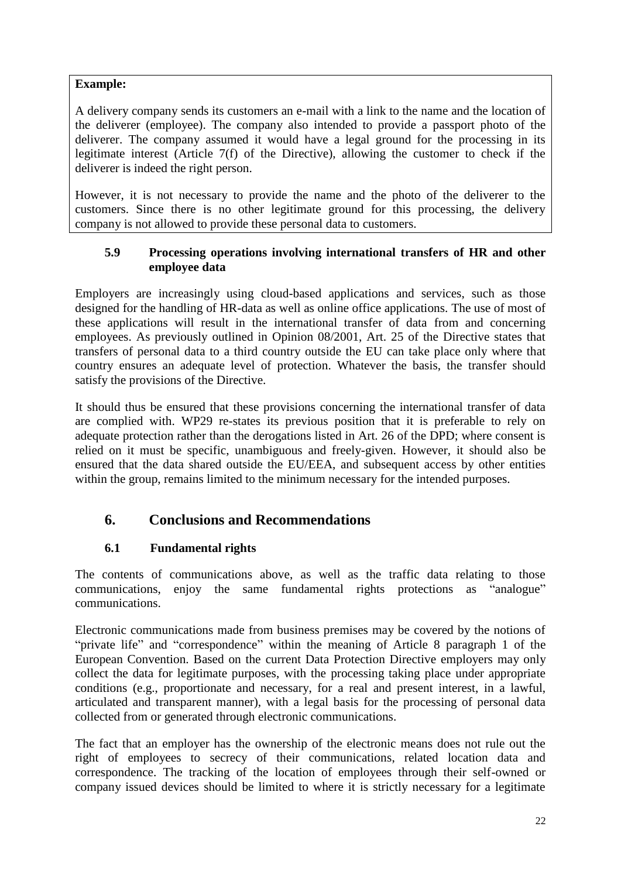**Example:**

A delivery company sends its customers an e-mail with a link to the name and the location of the deliverer (employee). The company also intended to provide a passport photo of the deliverer. The company assumed it would have a legal ground for the processing in its legitimate interest (Article 7(f) of the Directive), allowing the customer to check if the deliverer is indeed the right person.

However, it is not necessary to provide the name and the photo of the deliverer to the customers. Since there is no other legitimate ground for this processing, the delivery company is not allowed to provide these personal data to customers.

### 5.9 Processing operations involving international transfers of HR and other employee data

Employers are increasingly using cloud-based applications and services, such as those designed for the handling of HR-data as well as online office applications. The use of most of these applications will result in the international transfer of data from and concerning employees. As previously outlined in Opinion 08/2001, Art. 25 of the Directive states that transfers of personal data to a third country outside the EU can take place only where that country ensures an adequate level of protection. Whatever the basis, the transfer should satisfy the provisions of the Directive.

It should thus be ensured that these provisions concerning the international transfer of data are complied with. WP29 re-states its previous position that it is preferable to rely on adequate protection rather than the derogations listed in Art. 26 of the DPD; where consent is relied on it must be specific, unambiguous and freely-given. However, it should also be ensured that the data shared outside the EU/EEA, and subsequent access by other entities within the group, remains limited to the minimum necessary for the intended purposes.

## 6. Conclusions and Recommendations

### 6.1 Fundamental rights

The contents of communications above, as well as the traffic data relating to those communications, enjoy the same fundamental rights protections as "analogue" communications.

Electronic communications made from business premises may be covered by the notions of "private life" and "correspondence" within the meaning of Article 8 paragraph 1 of the European Convention. Based on the current Data Protection Directive employers may only collect the data for legitimate purposes, with the processing taking place under appropriate conditions (e.g., proportionate and necessary, for a real and present interest, in a lawful, articulated and transparent manner), with a legal basis for the processing of personal data collected from or generated through electronic communications.

The fact that an employer has the ownership of the electronic means does not rule out the right of employees to secrecy of their communications, related location data and correspondence. The tracking of the location of employees through their self-owned or company issued devices should be limited to where it is strictly necessary for a legitimate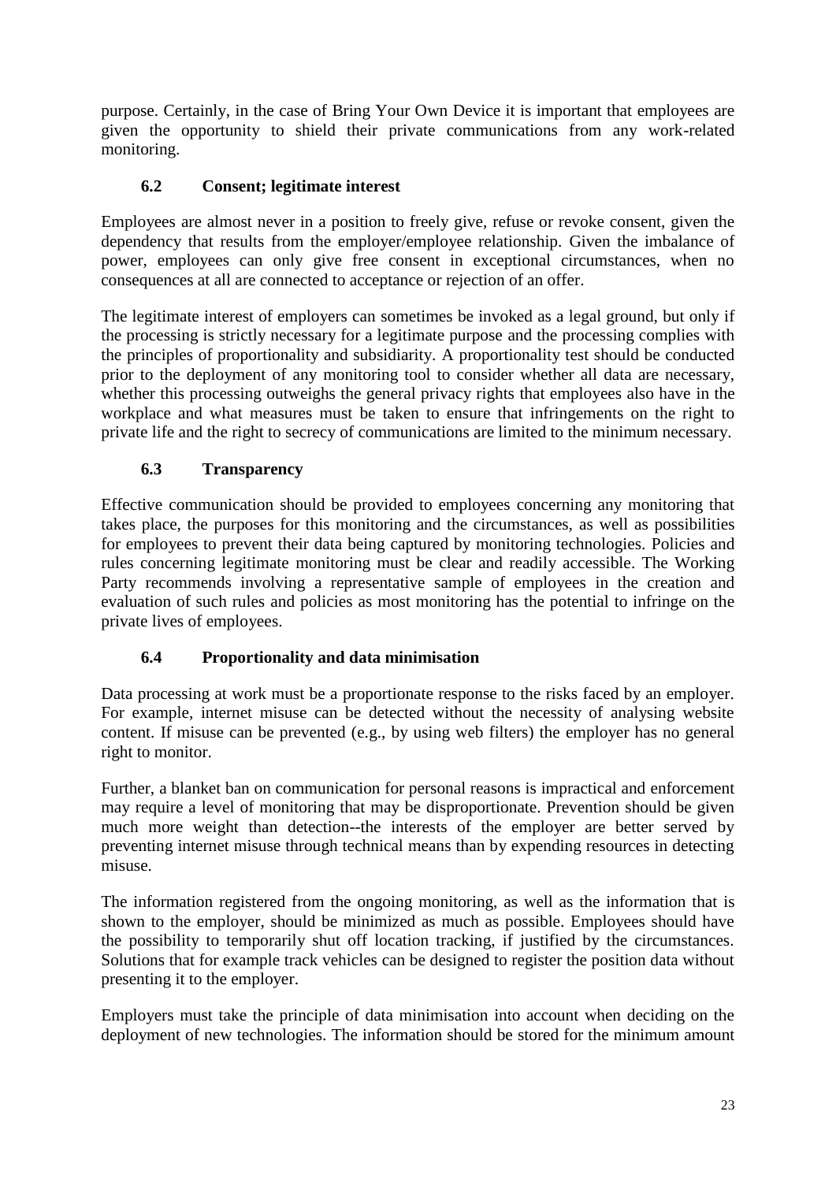purpose. Certainly, in the case of Bring Your Own Device it is important that employees are given the opportunity to shield their private communications from any work-related monitoring.

### 6.2 Consent; legitimate interest

Employees are almost never in a position to freely give, refuse or revoke consent, given the dependency that results from the employer/employee relationship. Given the imbalance of power, employees can only give free consent in exceptional circumstances, when no consequences at all are connected to acceptance or rejection of an offer.

The legitimate interest of employers can sometimes be invoked as a legal ground, but only if the processing is strictly necessary for a legitimate purpose and the processing complies with the principles of proportionality and subsidiarity. A proportionality test should be conducted prior to the deployment of any monitoring tool to consider whether all data are necessary, whether this processing outweighs the general privacy rights that employees also have in the workplace and what measures must be taken to ensure that infringements on the right to private life and the right to secrecy of communications are limited to the minimum necessary.

### 6.3 Transparency

Effective communication should be provided to employees concerning any monitoring that takes place, the purposes for this monitoring and the circumstances, as well as possibilities for employees to prevent their data being captured by monitoring technologies. Policies and rules concerning legitimate monitoring must be clear and readily accessible. The Working Party recommends involving a representative sample of employees in the creation and evaluation of such rules and policies as most monitoring has the potential to infringe on the private lives of employees.

### 6.4 Proportionality and data minimisation

Data processing at work must be a proportionate response to the risks faced by an employer. For example, internet misuse can be detected without the necessity of analysing website content. If misuse can be prevented (e.g., by using web filters) the employer has no general right to monitor.

Further, a blanket ban on communication for personal reasons is impractical and enforcement may require a level of monitoring that may be disproportionate. Prevention should be given much more weight than detection--the interests of the employer are better served by preventing internet misuse through technical means than by expending resources in detecting misuse.

The information registered from the ongoing monitoring, as well as the information that is shown to the employer, should be minimized as much as possible. Employees should have the possibility to temporarily shut off location tracking, if justified by the circumstances. Solutions that for example track vehicles can be designed to register the position data without presenting it to the employer.

Employers must take the principle of data minimisation into account when deciding on the deployment of new technologies. The information should be stored for the minimum amount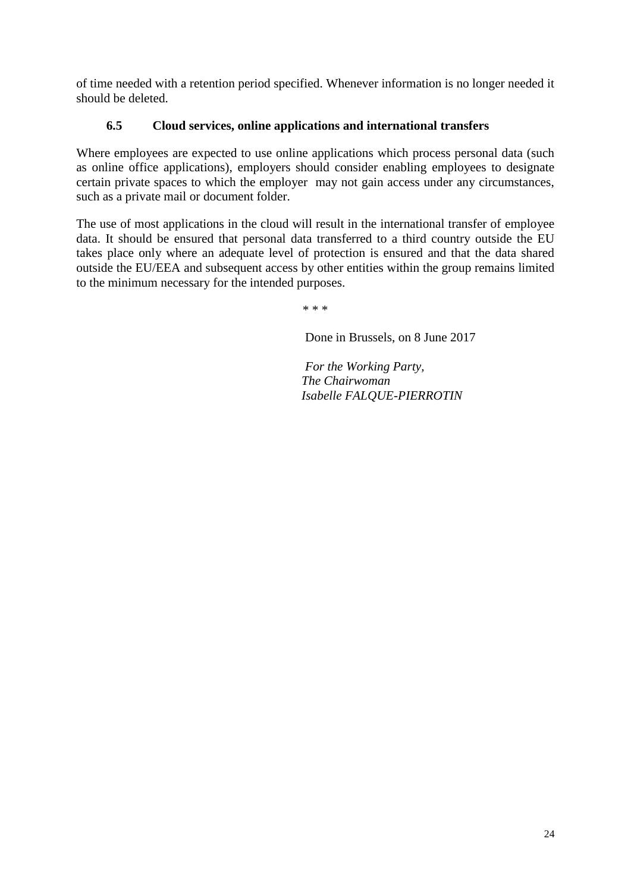of time needed with a retention period specified. Whenever information is no longer needed it should be deleted.

### 6.5 Cloud services, online applications and international transfers

Where employees are expected to use online applications which process personal data (such as online office applications), employers should consider enabling employees to designate certain private spaces to which the employer may not gain access under any circumstances, such as a private mail or document folder.

The use of most applications in the cloud will result in the international transfer of employee data. It should be ensured that personal data transferred to a third country outside the EU takes place only where an adequate level of protection is ensured and that the data shared outside the EU/EEA and subsequent access by other entities within the group remains limited to the minimum necessary for the intended purposes.

\* \* \*

Done in Brussels, on 8 June 2017

*For the Working Party,*
*The Chairwoman*
*Isabelle FALQUE-PIERROTIN*